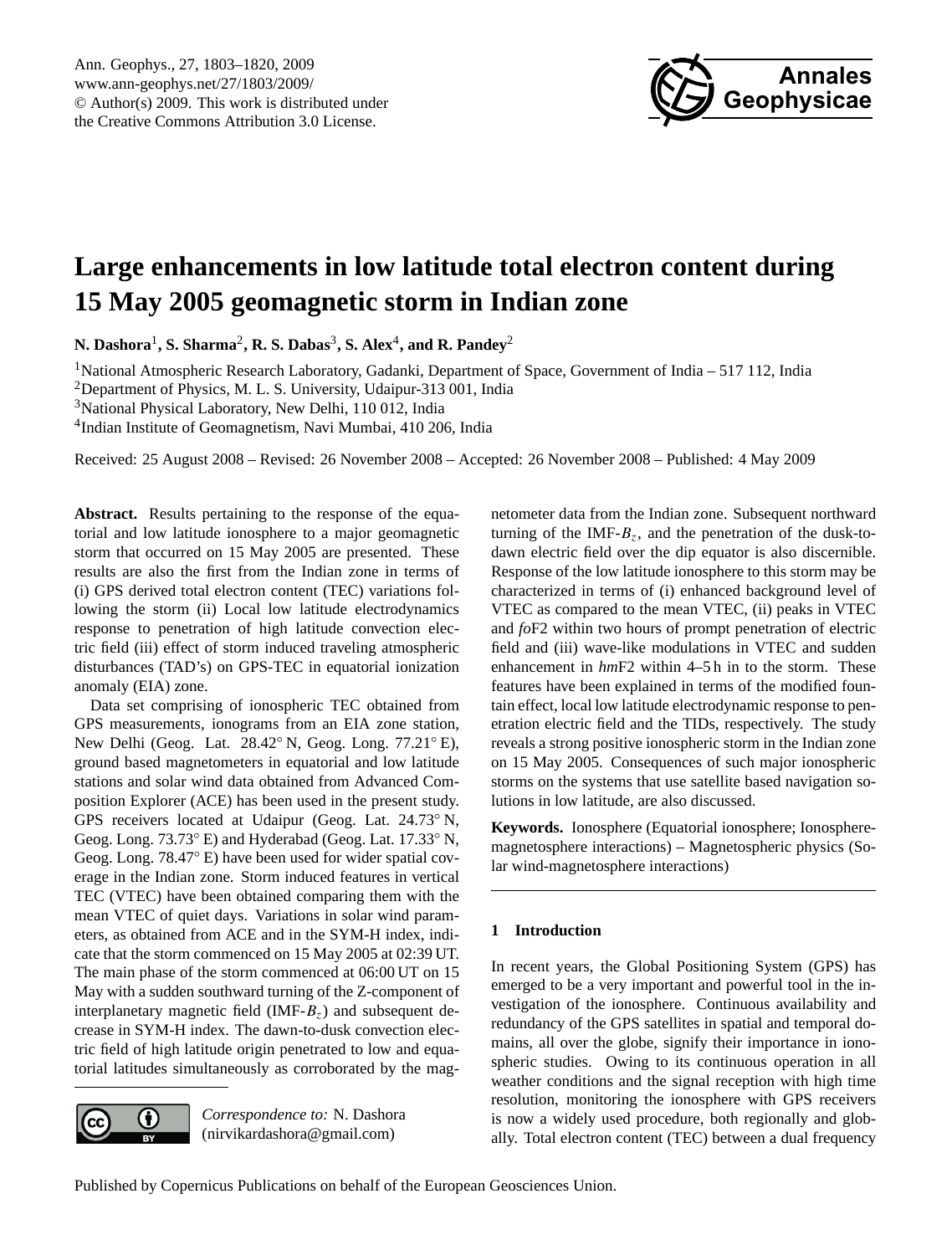# Large enhancements in low latitude total electron content during 15 May 2005 geomagnetic storm in Indian zone

**N. Dashora**[1], **S. Sharma**[2], **R. S. Dabas**[3], **S. Alex**[4], **and R. Pandey**[2]

[1]National Atmospheric Research Laboratory, Gadanki, Department of Space, Government of India – 517 112, India
[2]Department of Physics, M. L. S. University, Udaipur-313 001, India
[3]National Physical Laboratory, New Delhi, 110 012, India
[4]Indian Institute of Geomagnetism, Navi Mumbai, 410 206, India

Received: 25 August 2008 – Revised: 26 November 2008 – Accepted: 26 November 2008 – Published: 4 May 2009

**Abstract.** Results pertaining to the response of the equatorial and low latitude ionosphere to a major geomagnetic storm that occurred on 15 May 2005 are presented. These results are also the first from the Indian zone in terms of (i) GPS derived total electron content (TEC) variations following the storm (ii) Local low latitude electrodynamics response to penetration of high latitude convection electric field (iii) effect of storm induced traveling atmospheric disturbances (TAD's) on GPS-TEC in equatorial ionization anomaly (EIA) zone.

Data set comprising of ionospheric TEC obtained from GPS measurements, ionograms from an EIA zone station, New Delhi (Geog. Lat. 28.42° N, Geog. Long. 77.21° E), ground based magnetometers in equatorial and low latitude stations and solar wind data obtained from Advanced Composition Explorer (ACE) has been used in the present study. GPS receivers located at Udaipur (Geog. Lat. 24.73° N, Geog. Long. 73.73° E) and Hyderabad (Geog. Lat. 17.33° N, Geog. Long. 78.47° E) have been used for wider spatial coverage in the Indian zone. Storm induced features in vertical TEC (VTEC) have been obtained comparing them with the mean VTEC of quiet days. Variations in solar wind parameters, as obtained from ACE and in the SYM-H index, indicate that the storm commenced on 15 May 2005 at 02:39 UT. The main phase of the storm commenced at 06:00 UT on 15 May with a sudden southward turning of the Z-component of interplanetary magnetic field (IMF-$B_z$) and subsequent decrease in SYM-H index. The dawn-to-dusk convection electric field of high latitude origin penetrated to low and equatorial latitudes simultaneously as corroborated by the magnetometer data from the Indian zone. Subsequent northward turning of the IMF-$B_z$, and the penetration of the dusk-to-dawn electric field over the dip equator is also discernible. Response of the low latitude ionosphere to this storm may be characterized in terms of (i) enhanced background level of VTEC as compared to the mean VTEC, (ii) peaks in VTEC and *fo*F2 within two hours of prompt penetration of electric field and (iii) wave-like modulations in VTEC and sudden enhancement in *hm*F2 within 4–5 h in to the storm. These features have been explained in terms of the modified fountain effect, local low latitude electrodynamic response to penetration electric field and the TIDs, respectively. The study reveals a strong positive ionospheric storm in the Indian zone on 15 May 2005. Consequences of such major ionospheric storms on the systems that use satellite based navigation solutions in low latitude, are also discussed.

**Keywords.** Ionosphere (Equatorial ionosphere; Ionosphere-magnetosphere interactions) – Magnetospheric physics (Solar wind-magnetosphere interactions)

## 1 Introduction

In recent years, the Global Positioning System (GPS) has emerged to be a very important and powerful tool in the investigation of the ionosphere. Continuous availability and redundancy of the GPS satellites in spatial and temporal domains, all over the globe, signify their importance in ionospheric studies. Owing to its continuous operation in all weather conditions and the signal reception with high time resolution, monitoring the ionosphere with GPS receivers is now a widely used procedure, both regionally and globally. Total electron content (TEC) between a dual frequency

*Correspondence to:* N. Dashora (nirvikardashora@gmail.com)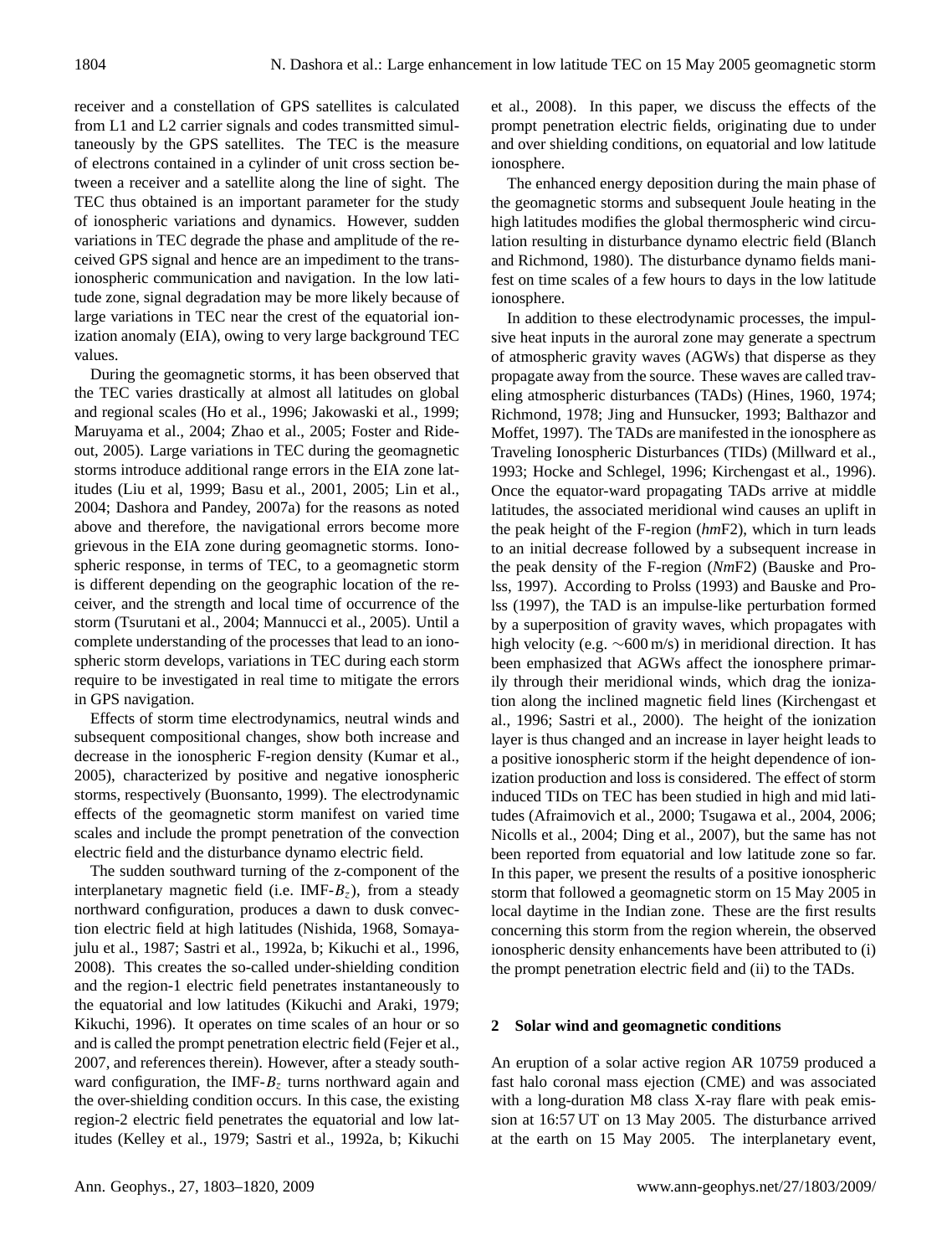receiver and a constellation of GPS satellites is calculated from L1 and L2 carrier signals and codes transmitted simultaneously by the GPS satellites. The TEC is the measure of electrons contained in a cylinder of unit cross section between a receiver and a satellite along the line of sight. The TEC thus obtained is an important parameter for the study of ionospheric variations and dynamics. However, sudden variations in TEC degrade the phase and amplitude of the received GPS signal and hence are an impediment to the trans-ionospheric communication and navigation. In the low latitude zone, signal degradation may be more likely because of large variations in TEC near the crest of the equatorial ionization anomaly (EIA), owing to very large background TEC values.

During the geomagnetic storms, it has been observed that the TEC varies drastically at almost all latitudes on global and regional scales (Ho et al., 1996; Jakowaski et al., 1999; Maruyama et al., 2004; Zhao et al., 2005; Foster and Rideout, 2005). Large variations in TEC during the geomagnetic storms introduce additional range errors in the EIA zone latitudes (Liu et al, 1999; Basu et al., 2001, 2005; Lin et al., 2004; Dashora and Pandey, 2007a) for the reasons as noted above and therefore, the navigational errors become more grievous in the EIA zone during geomagnetic storms. Ionospheric response, in terms of TEC, to a geomagnetic storm is different depending on the geographic location of the receiver, and the strength and local time of occurrence of the storm (Tsurutani et al., 2004; Mannucci et al., 2005). Until a complete understanding of the processes that lead to an ionospheric storm develops, variations in TEC during each storm require to be investigated in real time to mitigate the errors in GPS navigation.

Effects of storm time electrodynamics, neutral winds and subsequent compositional changes, show both increase and decrease in the ionospheric F-region density (Kumar et al., 2005), characterized by positive and negative ionospheric storms, respectively (Buonsanto, 1999). The electrodynamic effects of the geomagnetic storm manifest on varied time scales and include the prompt penetration of the convection electric field and the disturbance dynamo electric field.

The sudden southward turning of the z-component of the interplanetary magnetic field (i.e. IMF-$B_z$), from a steady northward configuration, produces a dawn to dusk convection electric field at high latitudes (Nishida, 1968, Somayajulu et al., 1987; Sastri et al., 1992a, b; Kikuchi et al., 1996, 2008). This creates the so-called under-shielding condition and the region-1 electric field penetrates instantaneously to the equatorial and low latitudes (Kikuchi and Araki, 1979; Kikuchi, 1996). It operates on time scales of an hour or so and is called the prompt penetration electric field (Fejer et al., 2007, and references therein). However, after a steady southward configuration, the IMF-$B_z$ turns northward again and the over-shielding condition occurs. In this case, the existing region-2 electric field penetrates the equatorial and low latitudes (Kelley et al., 1979; Sastri et al., 1992a, b; Kikuchi et al., 2008). In this paper, we discuss the effects of the prompt penetration electric fields, originating due to under and over shielding conditions, on equatorial and low latitude ionosphere.

The enhanced energy deposition during the main phase of the geomagnetic storms and subsequent Joule heating in the high latitudes modifies the global thermospheric wind circulation resulting in disturbance dynamo electric field (Blanch and Richmond, 1980). The disturbance dynamo fields manifest on time scales of a few hours to days in the low latitude ionosphere.

In addition to these electrodynamic processes, the impulsive heat inputs in the auroral zone may generate a spectrum of atmospheric gravity waves (AGWs) that disperse as they propagate away from the source. These waves are called traveling atmospheric disturbances (TADs) (Hines, 1960, 1974; Richmond, 1978; Jing and Hunsucker, 1993; Balthazor and Moffet, 1997). The TADs are manifested in the ionosphere as Traveling Ionospheric Disturbances (TIDs) (Millward et al., 1993; Hocke and Schlegel, 1996; Kirchengast et al., 1996). Once the equator-ward propagating TADs arrive at middle latitudes, the associated meridional wind causes an uplift in the peak height of the F-region (*hm*F2), which in turn leads to an initial decrease followed by a subsequent increase in the peak density of the F-region (*Nm*F2) (Bauske and Prolss, 1997). According to Prolss (1993) and Bauske and Prolss (1997), the TAD is an impulse-like perturbation formed by a superposition of gravity waves, which propagates with high velocity (e.g. ∼600 m/s) in meridional direction. It has been emphasized that AGWs affect the ionosphere primarily through their meridional winds, which drag the ionization along the inclined magnetic field lines (Kirchengast et al., 1996; Sastri et al., 2000). The height of the ionization layer is thus changed and an increase in layer height leads to a positive ionospheric storm if the height dependence of ionization production and loss is considered. The effect of storm induced TIDs on TEC has been studied in high and mid latitudes (Afraimovich et al., 2000; Tsugawa et al., 2004, 2006; Nicolls et al., 2004; Ding et al., 2007), but the same has not been reported from equatorial and low latitude zone so far. In this paper, we present the results of a positive ionospheric storm that followed a geomagnetic storm on 15 May 2005 in local daytime in the Indian zone. These are the first results concerning this storm from the region wherein, the observed ionospheric density enhancements have been attributed to (i) the prompt penetration electric field and (ii) to the TADs.

## 2 Solar wind and geomagnetic conditions

An eruption of a solar active region AR 10759 produced a fast halo coronal mass ejection (CME) and was associated with a long-duration M8 class X-ray flare with peak emission at 16:57 UT on 13 May 2005. The disturbance arrived at the earth on 15 May 2005. The interplanetary event,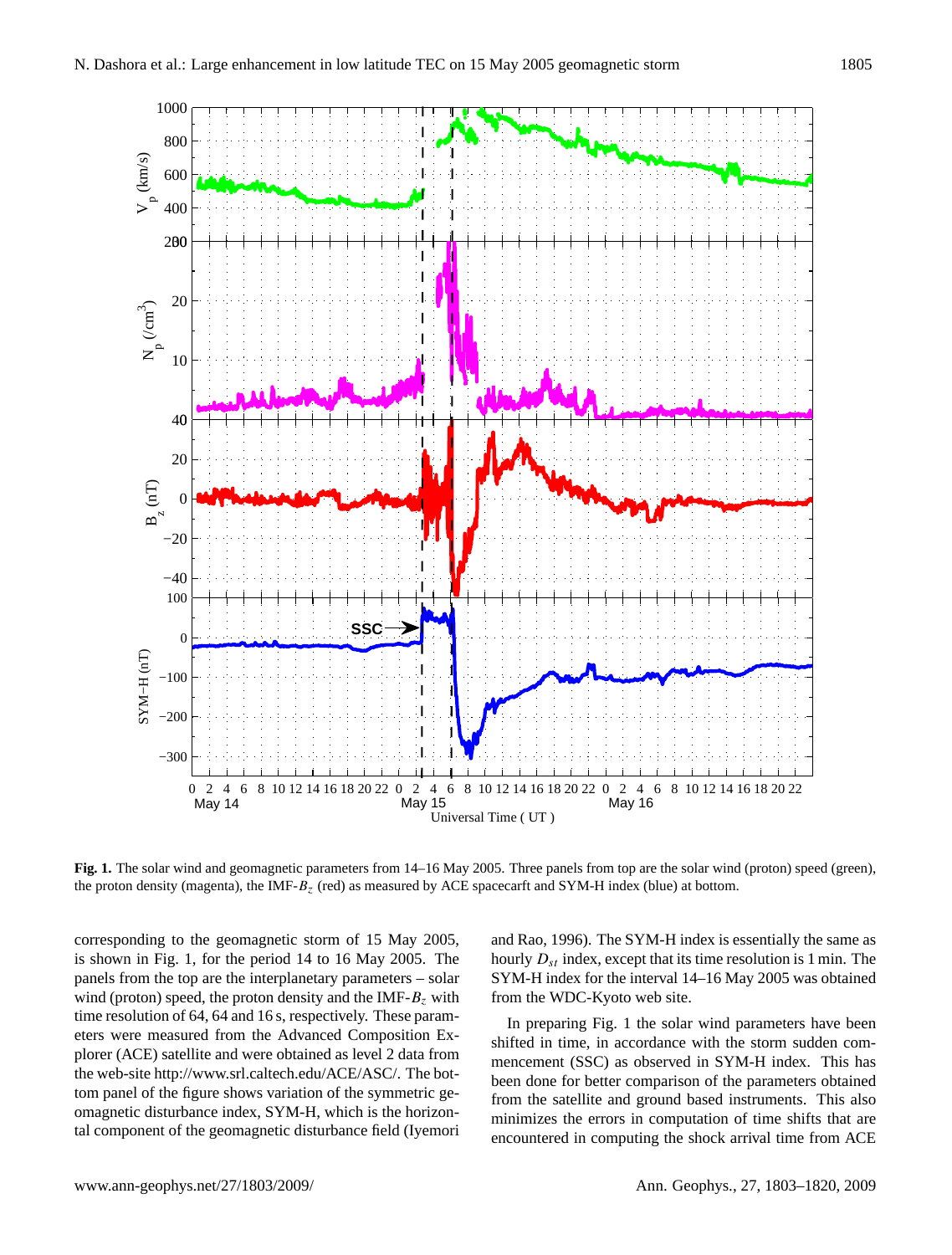**Fig. 1.** The solar wind and geomagnetic parameters from 14–16 May 2005. Three panels from top are the solar wind (proton) speed (green), the proton density (magenta), the IMF-$B_z$ (red) as measured by ACE spacecarft and SYM-H index (blue) at bottom.

corresponding to the geomagnetic storm of 15 May 2005, is shown in Fig. 1, for the period 14 to 16 May 2005. The panels from the top are the interplanetary parameters – solar wind (proton) speed, the proton density and the IMF-$B_z$ with time resolution of 64, 64 and 16 s, respectively. These parameters were measured from the Advanced Composition Explorer (ACE) satellite and were obtained as level 2 data from the web-site http://www.srl.caltech.edu/ACE/ASC/. The bottom panel of the figure shows variation of the symmetric geomagnetic disturbance index, SYM-H, which is the horizontal component of the geomagnetic disturbance field (Iyemori and Rao, 1996). The SYM-H index is essentially the same as hourly $D_{st}$ index, except that its time resolution is 1 min. The SYM-H index for the interval 14–16 May 2005 was obtained from the WDC-Kyoto web site.

In preparing Fig. 1 the solar wind parameters have been shifted in time, in accordance with the storm sudden commencement (SSC) as observed in SYM-H index. This has been done for better comparison of the parameters obtained from the satellite and ground based instruments. This also minimizes the errors in computation of time shifts that are encountered in computing the shock arrival time from ACE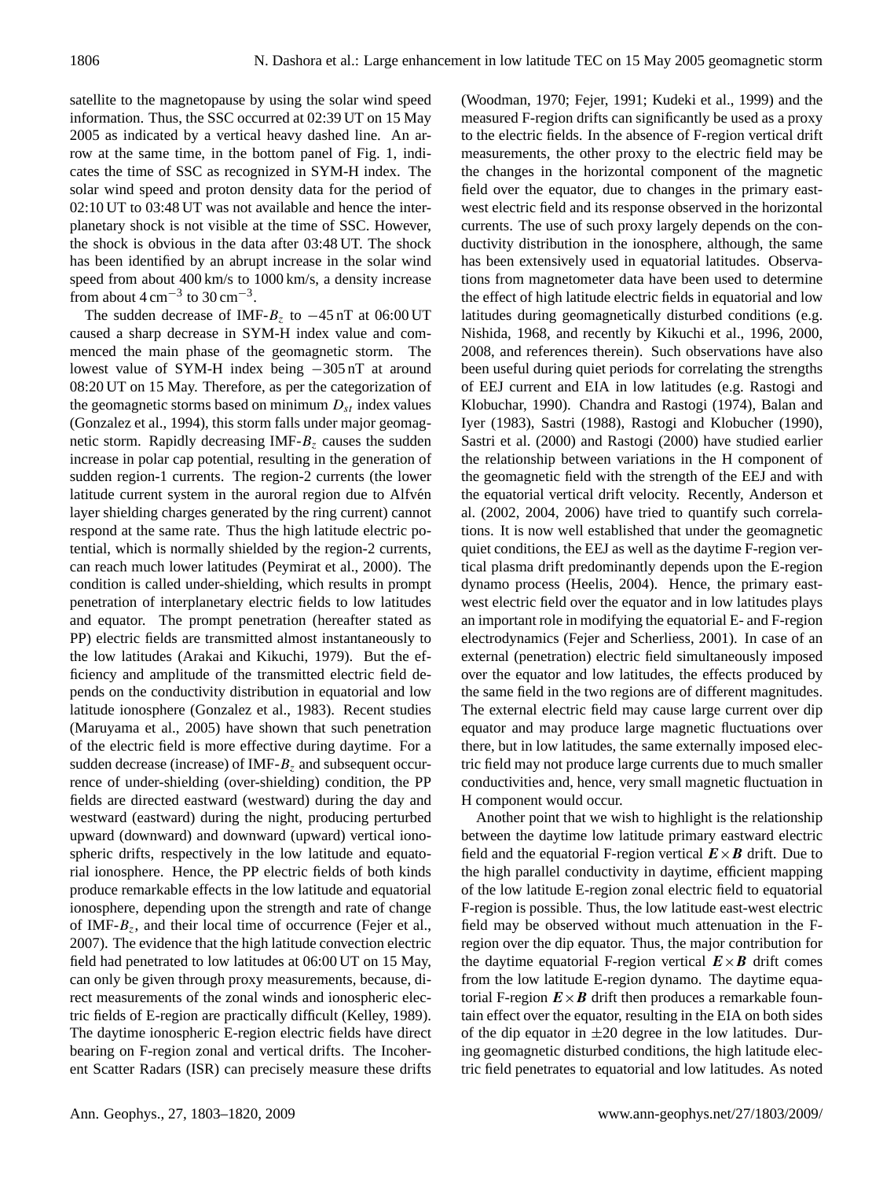satellite to the magnetopause by using the solar wind speed information. Thus, the SSC occurred at 02:39 UT on 15 May 2005 as indicated by a vertical heavy dashed line. An arrow at the same time, in the bottom panel of Fig. 1, indicates the time of SSC as recognized in SYM-H index. The solar wind speed and proton density data for the period of 02:10 UT to 03:48 UT was not available and hence the interplanetary shock is not visible at the time of SSC. However, the shock is obvious in the data after 03:48 UT. The shock has been identified by an abrupt increase in the solar wind speed from about 400 km/s to 1000 km/s, a density increase from about 4 $\mathrm{cm}^{-3}$ to 30 $\mathrm{cm}^{-3}$.

The sudden decrease of IMF-$B_z$ to $-45$ nT at 06:00 UT caused a sharp decrease in SYM-H index value and commenced the main phase of the geomagnetic storm. The lowest value of SYM-H index being $-305$ nT at around 08:20 UT on 15 May. Therefore, as per the categorization of the geomagnetic storms based on minimum $D_{st}$ index values (Gonzalez et al., 1994), this storm falls under major geomagnetic storm. Rapidly decreasing IMF-$B_z$ causes the sudden increase in polar cap potential, resulting in the generation of sudden region-1 currents. The region-2 currents (the lower latitude current system in the auroral region due to Alfvén layer shielding charges generated by the ring current) cannot respond at the same rate. Thus the high latitude electric potential, which is normally shielded by the region-2 currents, can reach much lower latitudes (Peymirat et al., 2000). The condition is called under-shielding, which results in prompt penetration of interplanetary electric fields to low latitudes and equator. The prompt penetration (hereafter stated as PP) electric fields are transmitted almost instantaneously to the low latitudes (Arakai and Kikuchi, 1979). But the efficiency and amplitude of the transmitted electric field depends on the conductivity distribution in equatorial and low latitude ionosphere (Gonzalez et al., 1983). Recent studies (Maruyama et al., 2005) have shown that such penetration of the electric field is more effective during daytime. For a sudden decrease (increase) of IMF-$B_z$ and subsequent occurrence of under-shielding (over-shielding) condition, the PP fields are directed eastward (westward) during the day and westward (eastward) during the night, producing perturbed upward (downward) and downward (upward) vertical ionospheric drifts, respectively in the low latitude and equatorial ionosphere. Hence, the PP electric fields of both kinds produce remarkable effects in the low latitude and equatorial ionosphere, depending upon the strength and rate of change of IMF-$B_z$, and their local time of occurrence (Fejer et al., 2007). The evidence that the high latitude convection electric field had penetrated to low latitudes at 06:00 UT on 15 May, can only be given through proxy measurements, because, direct measurements of the zonal winds and ionospheric electric fields of E-region are practically difficult (Kelley, 1989). The daytime ionospheric E-region electric fields have direct bearing on F-region zonal and vertical drifts. The Incoherent Scatter Radars (ISR) can precisely measure these drifts (Woodman, 1970; Fejer, 1991; Kudeki et al., 1999) and the measured F-region drifts can significantly be used as a proxy to the electric fields. In the absence of F-region vertical drift measurements, the other proxy to the electric field may be the changes in the horizontal component of the magnetic field over the equator, due to changes in the primary east-west electric field and its response observed in the horizontal currents. The use of such proxy largely depends on the conductivity distribution in the ionosphere, although, the same has been extensively used in equatorial latitudes. Observations from magnetometer data have been used to determine the effect of high latitude electric fields in equatorial and low latitudes during geomagnetically disturbed conditions (e.g. Nishida, 1968, and recently by Kikuchi et al., 1996, 2000, 2008, and references therein). Such observations have also been useful during quiet periods for correlating the strengths of EEJ current and EIA in low latitudes (e.g. Rastogi and Klobuchar, 1990). Chandra and Rastogi (1974), Balan and Iyer (1983), Sastri (1988), Rastogi and Klobucher (1990), Sastri et al. (2000) and Rastogi (2000) have studied earlier the relationship between variations in the H component of the geomagnetic field with the strength of the EEJ and with the equatorial vertical drift velocity. Recently, Anderson et al. (2002, 2004, 2006) have tried to quantify such correlations. It is now well established that under the geomagnetic quiet conditions, the EEJ as well as the daytime F-region vertical plasma drift predominantly depends upon the E-region dynamo process (Heelis, 2004). Hence, the primary east-west electric field over the equator and in low latitudes plays an important role in modifying the equatorial E- and F-region electrodynamics (Fejer and Scherliess, 2001). In case of an external (penetration) electric field simultaneously imposed over the equator and low latitudes, the effects produced by the same field in the two regions are of different magnitudes. The external electric field may cause large current over dip equator and may produce large magnetic fluctuations over there, but in low latitudes, the same externally imposed electric field may not produce large currents due to much smaller conductivities and, hence, very small magnetic fluctuation in H component would occur.

Another point that we wish to highlight is the relationship between the daytime low latitude primary eastward electric field and the equatorial F-region vertical $\boldsymbol{E}\times\boldsymbol{B}$ drift. Due to the high parallel conductivity in daytime, efficient mapping of the low latitude E-region zonal electric field to equatorial F-region is possible. Thus, the low latitude east-west electric field may be observed without much attenuation in the F-region over the dip equator. Thus, the major contribution for the daytime equatorial F-region vertical $\boldsymbol{E}\times\boldsymbol{B}$ drift comes from the low latitude E-region dynamo. The daytime equatorial F-region $\boldsymbol{E}\times\boldsymbol{B}$ drift then produces a remarkable fountain effect over the equator, resulting in the EIA on both sides of the dip equator in $\pm 20$ degree in the low latitudes. During geomagnetic disturbed conditions, the high latitude electric field penetrates to equatorial and low latitudes. As noted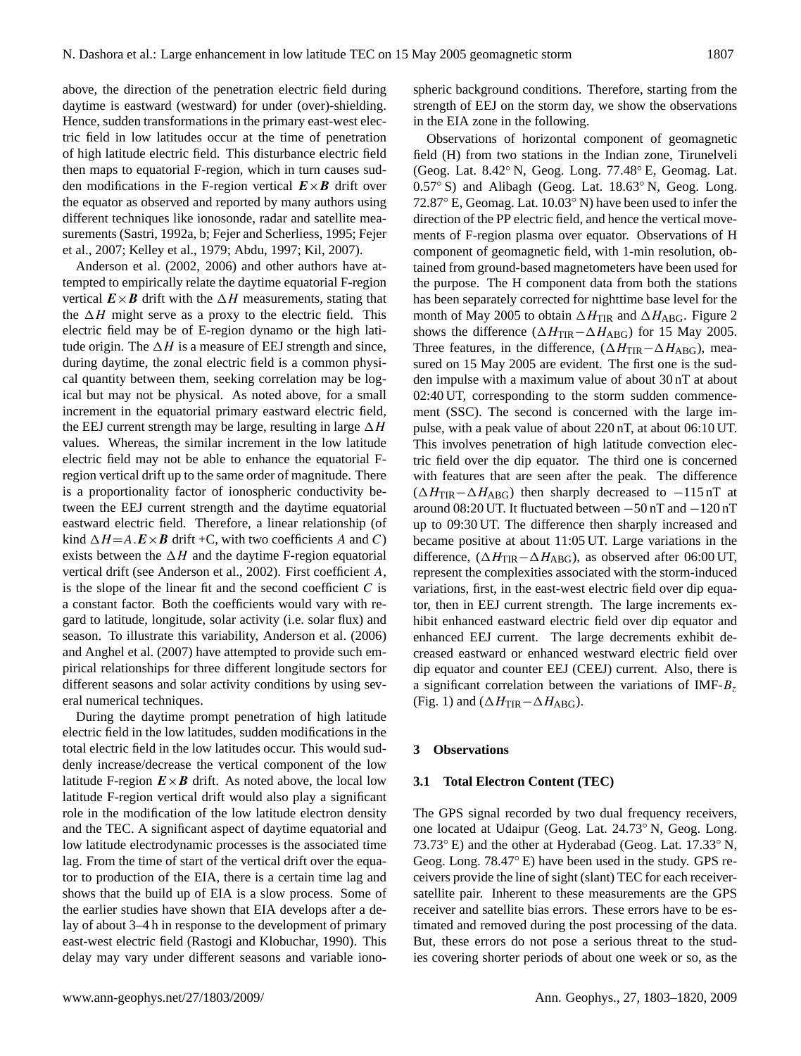above, the direction of the penetration electric field during daytime is eastward (westward) for under (over)-shielding. Hence, sudden transformations in the primary east-west electric field in low latitudes occur at the time of penetration of high latitude electric field. This disturbance electric field then maps to equatorial F-region, which in turn causes sudden modifications in the F-region vertical $\boldsymbol{E}\times\boldsymbol{B}$ drift over the equator as observed and reported by many authors using different techniques like ionosonde, radar and satellite measurements (Sastri, 1992a, b; Fejer and Scherliess, 1995; Fejer et al., 2007; Kelley et al., 1979; Abdu, 1997; Kil, 2007).

Anderson et al. (2002, 2006) and other authors have attempted to empirically relate the daytime equatorial F-region vertical $\boldsymbol{E}\times\boldsymbol{B}$ drift with the $\Delta H$ measurements, stating that the $\Delta H$ might serve as a proxy to the electric field. This electric field may be of E-region dynamo or the high latitude origin. The $\Delta H$ is a measure of EEJ strength and since, during daytime, the zonal electric field is a common physical quantity between them, seeking correlation may be logical but may not be physical. As noted above, for a small increment in the equatorial primary eastward electric field, the EEJ current strength may be large, resulting in large $\Delta H$ values. Whereas, the similar increment in the low latitude electric field may not be able to enhance the equatorial F-region vertical drift up to the same order of magnitude. There is a proportionality factor of ionospheric conductivity between the EEJ current strength and the daytime equatorial eastward electric field. Therefore, a linear relationship (of kind $\Delta H = A.\boldsymbol{E}\times\boldsymbol{B}$ drift $+C$, with two coefficients $A$ and $C$) exists between the $\Delta H$ and the daytime F-region equatorial vertical drift (see Anderson et al., 2002). First coefficient $A$, is the slope of the linear fit and the second coefficient $C$ is a constant factor. Both the coefficients would vary with regard to latitude, longitude, solar activity (i.e. solar flux) and season. To illustrate this variability, Anderson et al. (2006) and Anghel et al. (2007) have attempted to provide such empirical relationships for three different longitude sectors for different seasons and solar activity conditions by using several numerical techniques.

During the daytime prompt penetration of high latitude electric field in the low latitudes, sudden modifications in the total electric field in the low latitudes occur. This would suddenly increase/decrease the vertical component of the low latitude F-region $\boldsymbol{E}\times\boldsymbol{B}$ drift. As noted above, the local low latitude F-region vertical drift would also play a significant role in the modification of the low latitude electron density and the TEC. A significant aspect of daytime equatorial and low latitude electrodynamic processes is the associated time lag. From the time of start of the vertical drift over the equator to production of the EIA, there is a certain time lag and shows that the build up of EIA is a slow process. Some of the earlier studies have shown that EIA develops after a delay of about 3–4 h in response to the development of primary east-west electric field (Rastogi and Klobuchar, 1990). This delay may vary under different seasons and variable ionospheric background conditions. Therefore, starting from the strength of EEJ on the storm day, we show the observations in the EIA zone in the following.

Observations of horizontal component of geomagnetic field (H) from two stations in the Indian zone, Tirunelveli (Geog. Lat. 8.42° N, Geog. Long. 77.48° E, Geomag. Lat. 0.57° S) and Alibagh (Geog. Lat. 18.63° N, Geog. Long. 72.87° E, Geomag. Lat. 10.03° N) have been used to infer the direction of the PP electric field, and hence the vertical movements of F-region plasma over equator. Observations of H component of geomagnetic field, with 1-min resolution, obtained from ground-based magnetometers have been used for the purpose. The H component data from both the stations has been separately corrected for nighttime base level for the month of May 2005 to obtain $\Delta H_{\mathrm{TIR}}$ and $\Delta H_{\mathrm{ABG}}$. Figure 2 shows the difference ($\Delta H_{\mathrm{TIR}} - \Delta H_{\mathrm{ABG}}$) for 15 May 2005. Three features, in the difference, ($\Delta H_{\mathrm{TIR}} - \Delta H_{\mathrm{ABG}}$), measured on 15 May 2005 are evident. The first one is the sudden impulse with a maximum value of about 30 nT at about 02:40 UT, corresponding to the storm sudden commencement (SSC). The second is concerned with the large impulse, with a peak value of about 220 nT, at about 06:10 UT. This involves penetration of high latitude convection electric field over the dip equator. The third one is concerned with features that are seen after the peak. The difference ($\Delta H_{\mathrm{TIR}} - \Delta H_{\mathrm{ABG}}$) then sharply decreased to $-115$ nT at around 08:20 UT. It fluctuated between $-50$ nT and $-120$ nT up to 09:30 UT. The difference then sharply increased and became positive at about 11:05 UT. Large variations in the difference, ($\Delta H_{\mathrm{TIR}} - \Delta H_{\mathrm{ABG}}$), as observed after 06:00 UT, represent the complexities associated with the storm-induced variations, first, in the east-west electric field over dip equator, then in EEJ current strength. The large increments exhibit enhanced eastward electric field over dip equator and enhanced EEJ current. The large decrements exhibit decreased eastward or enhanced westward electric field over dip equator and counter EEJ (CEEJ) current. Also, there is a significant correlation between the variations of IMF-$B_z$ (Fig. 1) and ($\Delta H_{\mathrm{TIR}} - \Delta H_{\mathrm{ABG}}$).

## 3 Observations

### 3.1 Total Electron Content (TEC)

The GPS signal recorded by two dual frequency receivers, one located at Udaipur (Geog. Lat. 24.73° N, Geog. Long. 73.73° E) and the other at Hyderabad (Geog. Lat. 17.33° N, Geog. Long. 78.47° E) have been used in the study. GPS receivers provide the line of sight (slant) TEC for each receiver-satellite pair. Inherent to these measurements are the GPS receiver and satellite bias errors. These errors have to be estimated and removed during the post processing of the data. But, these errors do not pose a serious threat to the studies covering shorter periods of about one week or so, as the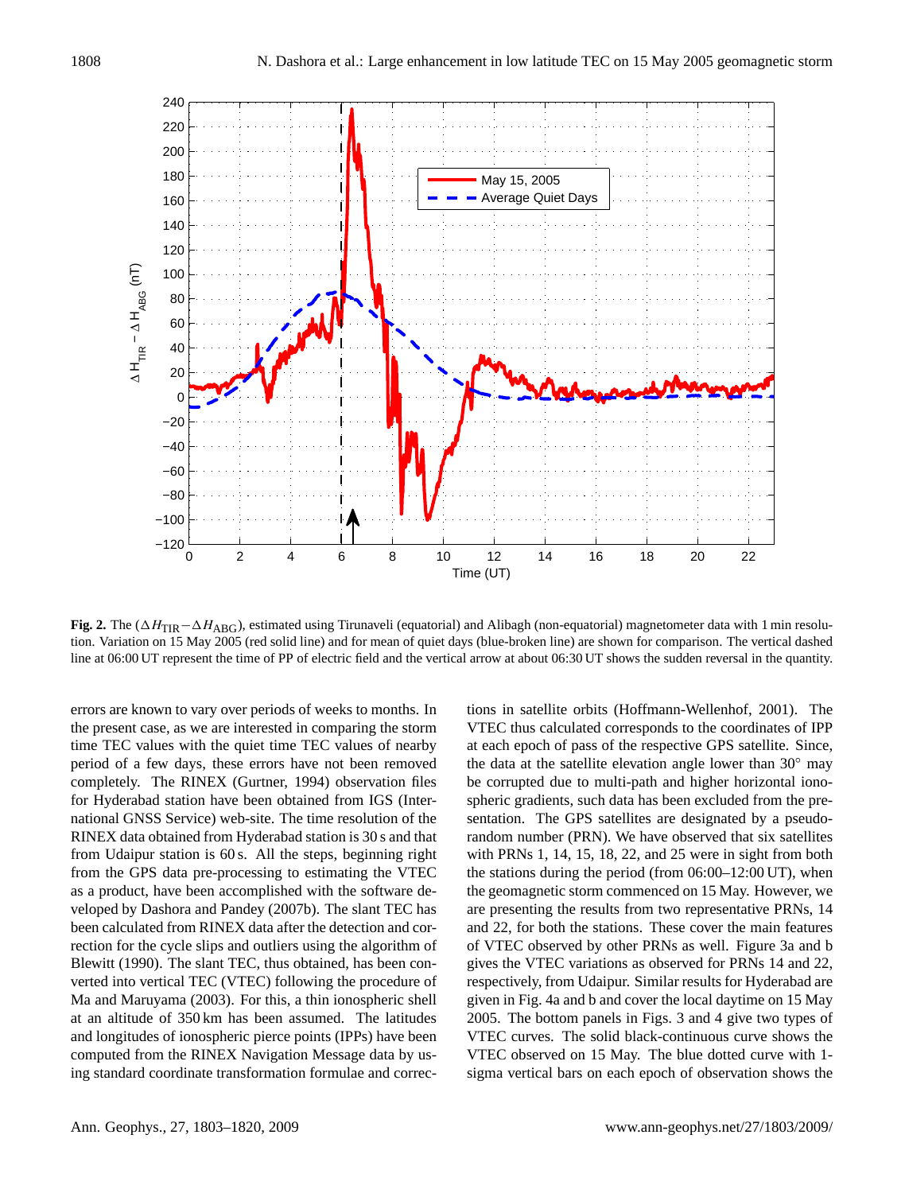**Fig. 2.** The ($\Delta H_{\mathrm{TIR}} - \Delta H_{\mathrm{ABG}}$), estimated using Tirunaveli (equatorial) and Alibagh (non-equatorial) magnetometer data with 1 min resolution. Variation on 15 May 2005 (red solid line) and for mean of quiet days (blue-broken line) are shown for comparison. The vertical dashed line at 06:00 UT represent the time of PP of electric field and the vertical arrow at about 06:30 UT shows the sudden reversal in the quantity.

errors are known to vary over periods of weeks to months. In the present case, as we are interested in comparing the storm time TEC values with the quiet time TEC values of nearby period of a few days, these errors have not been removed completely. The RINEX (Gurtner, 1994) observation files for Hyderabad station have been obtained from IGS (International GNSS Service) web-site. The time resolution of the RINEX data obtained from Hyderabad station is 30 s and that from Udaipur station is 60 s. All the steps, beginning right from the GPS data pre-processing to estimating the VTEC as a product, have been accomplished with the software developed by Dashora and Pandey (2007b). The slant TEC has been calculated from RINEX data after the detection and correction for the cycle slips and outliers using the algorithm of Blewitt (1990). The slant TEC, thus obtained, has been converted into vertical TEC (VTEC) following the procedure of Ma and Maruyama (2003). For this, a thin ionospheric shell at an altitude of 350 km has been assumed. The latitudes and longitudes of ionospheric pierce points (IPPs) have been computed from the RINEX Navigation Message data by using standard coordinate transformation formulae and corrections in satellite orbits (Hoffmann-Wellenhof, 2001). The VTEC thus calculated corresponds to the coordinates of IPP at each epoch of pass of the respective GPS satellite. Since, the data at the satellite elevation angle lower than 30° may be corrupted due to multi-path and higher horizontal ionospheric gradients, such data has been excluded from the presentation. The GPS satellites are designated by a pseudo-random number (PRN). We have observed that six satellites with PRNs 1, 14, 15, 18, 22, and 25 were in sight from both the stations during the period (from 06:00–12:00 UT), when the geomagnetic storm commenced on 15 May. However, we are presenting the results from two representative PRNs, 14 and 22, for both the stations. These cover the main features of VTEC observed by other PRNs as well. Figure 3a and b gives the VTEC variations as observed for PRNs 14 and 22, respectively, from Udaipur. Similar results for Hyderabad are given in Fig. 4a and b and cover the local daytime on 15 May 2005. The bottom panels in Figs. 3 and 4 give two types of VTEC curves. The solid black-continuous curve shows the VTEC observed on 15 May. The blue dotted curve with 1-sigma vertical bars on each epoch of observation shows the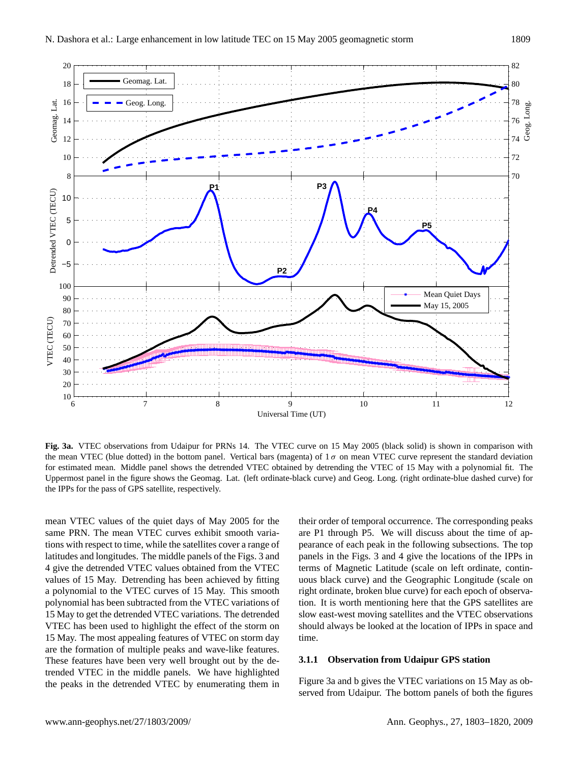**Fig. 3a.** VTEC observations from Udaipur for PRNs 14. The VTEC curve on 15 May 2005 (black solid) is shown in comparison with the mean VTEC (blue dotted) in the bottom panel. Vertical bars (magenta) of $1\sigma$ on mean VTEC curve represent the standard deviation for estimated mean. Middle panel shows the detrended VTEC obtained by detrending the VTEC of 15 May with a polynomial fit. The Uppermost panel in the figure shows the Geomag. Lat. (left ordinate-black curve) and Geog. Long. (right ordinate-blue dashed curve) for the IPPs for the pass of GPS satellite, respectively.

mean VTEC values of the quiet days of May 2005 for the same PRN. The mean VTEC curves exhibit smooth variations with respect to time, while the satellites cover a range of latitudes and longitudes. The middle panels of the Figs. 3 and 4 give the detrended VTEC values obtained from the VTEC values of 15 May. Detrending has been achieved by fitting a polynomial to the VTEC curves of 15 May. This smooth polynomial has been subtracted from the VTEC variations of 15 May to get the detrended VTEC variations. The detrended VTEC has been used to highlight the effect of the storm on 15 May. The most appealing features of VTEC on storm day are the formation of multiple peaks and wave-like features. These features have been very well brought out by the detrended VTEC in the middle panels. We have highlighted the peaks in the detrended VTEC by enumerating them in their order of temporal occurrence. The corresponding peaks are P1 through P5. We will discuss about the time of appearance of each peak in the following subsections. The top panels in the Figs. 3 and 4 give the locations of the IPPs in terms of Magnetic Latitude (scale on left ordinate, continuous black curve) and the Geographic Longitude (scale on right ordinate, broken blue curve) for each epoch of observation. It is worth mentioning here that the GPS satellites are slow east-west moving satellites and the VTEC observations should always be looked at the location of IPPs in space and time.

### 3.1.1 Observation from Udaipur GPS station

Figure 3a and b gives the VTEC variations on 15 May as observed from Udaipur. The bottom panels of both the figures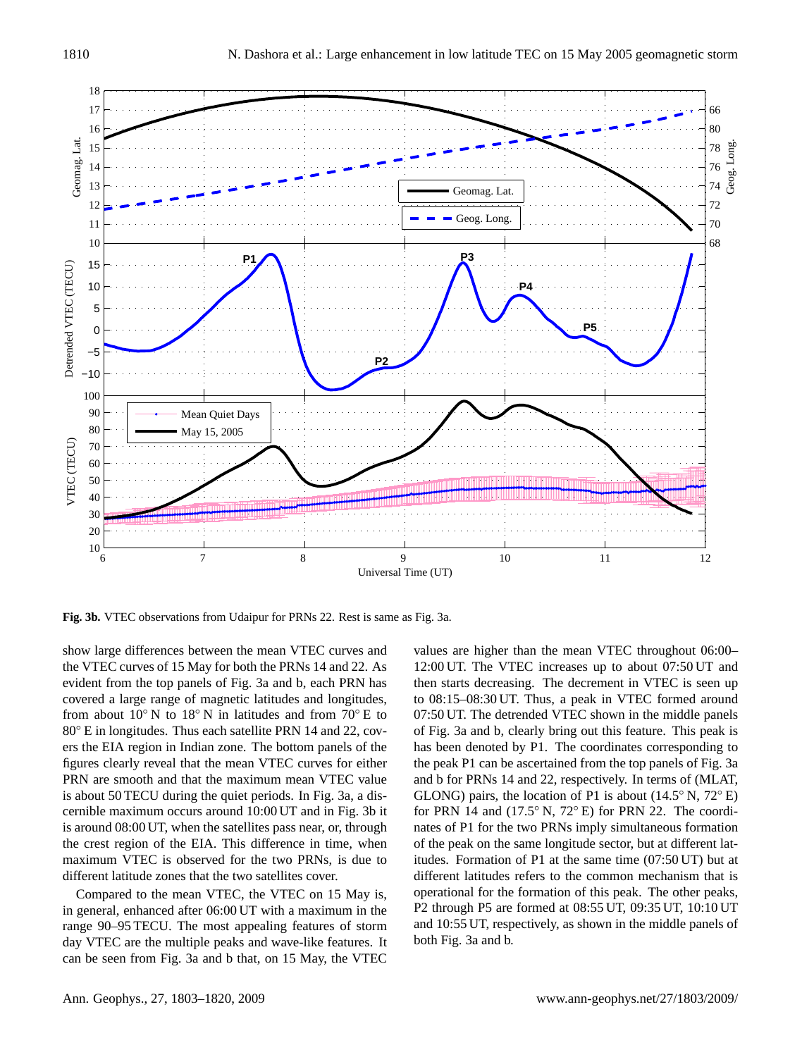**Fig. 3b.** VTEC observations from Udaipur for PRNs 22. Rest is same as Fig. 3a.

show large differences between the mean VTEC curves and the VTEC curves of 15 May for both the PRNs 14 and 22. As evident from the top panels of Fig. 3a and b, each PRN has covered a large range of magnetic latitudes and longitudes, from about 10° N to 18° N in latitudes and from 70° E to 80° E in longitudes. Thus each satellite PRN 14 and 22, covers the EIA region in Indian zone. The bottom panels of the figures clearly reveal that the mean VTEC curves for either PRN are smooth and that the maximum mean VTEC value is about 50 TECU during the quiet periods. In Fig. 3a, a discernible maximum occurs around 10:00 UT and in Fig. 3b it is around 08:00 UT, when the satellites pass near, or, through the crest region of the EIA. This difference in time, when maximum VTEC is observed for the two PRNs, is due to different latitude zones that the two satellites cover.

Compared to the mean VTEC, the VTEC on 15 May is, in general, enhanced after 06:00 UT with a maximum in the range 90–95 TECU. The most appealing features of storm day VTEC are the multiple peaks and wave-like features. It can be seen from Fig. 3a and b that, on 15 May, the VTEC values are higher than the mean VTEC throughout 06:00–12:00 UT. The VTEC increases up to about 07:50 UT and then starts decreasing. The decrement in VTEC is seen up to 08:15–08:30 UT. Thus, a peak in VTEC formed around 07:50 UT. The detrended VTEC shown in the middle panels of Fig. 3a and b, clearly bring out this feature. This peak is has been denoted by P1. The coordinates corresponding to the peak P1 can be ascertained from the top panels of Fig. 3a and b for PRNs 14 and 22, respectively. In terms of (MLAT, GLONG) pairs, the location of P1 is about (14.5° N, 72° E) for PRN 14 and (17.5° N, 72° E) for PRN 22. The coordinates of P1 for the two PRNs imply simultaneous formation of the peak on the same longitude sector, but at different latitudes. Formation of P1 at the same time (07:50 UT) but at different latitudes refers to the common mechanism that is operational for the formation of this peak. The other peaks, P2 through P5 are formed at 08:55 UT, 09:35 UT, 10:10 UT and 10:55 UT, respectively, as shown in the middle panels of both Fig. 3a and b.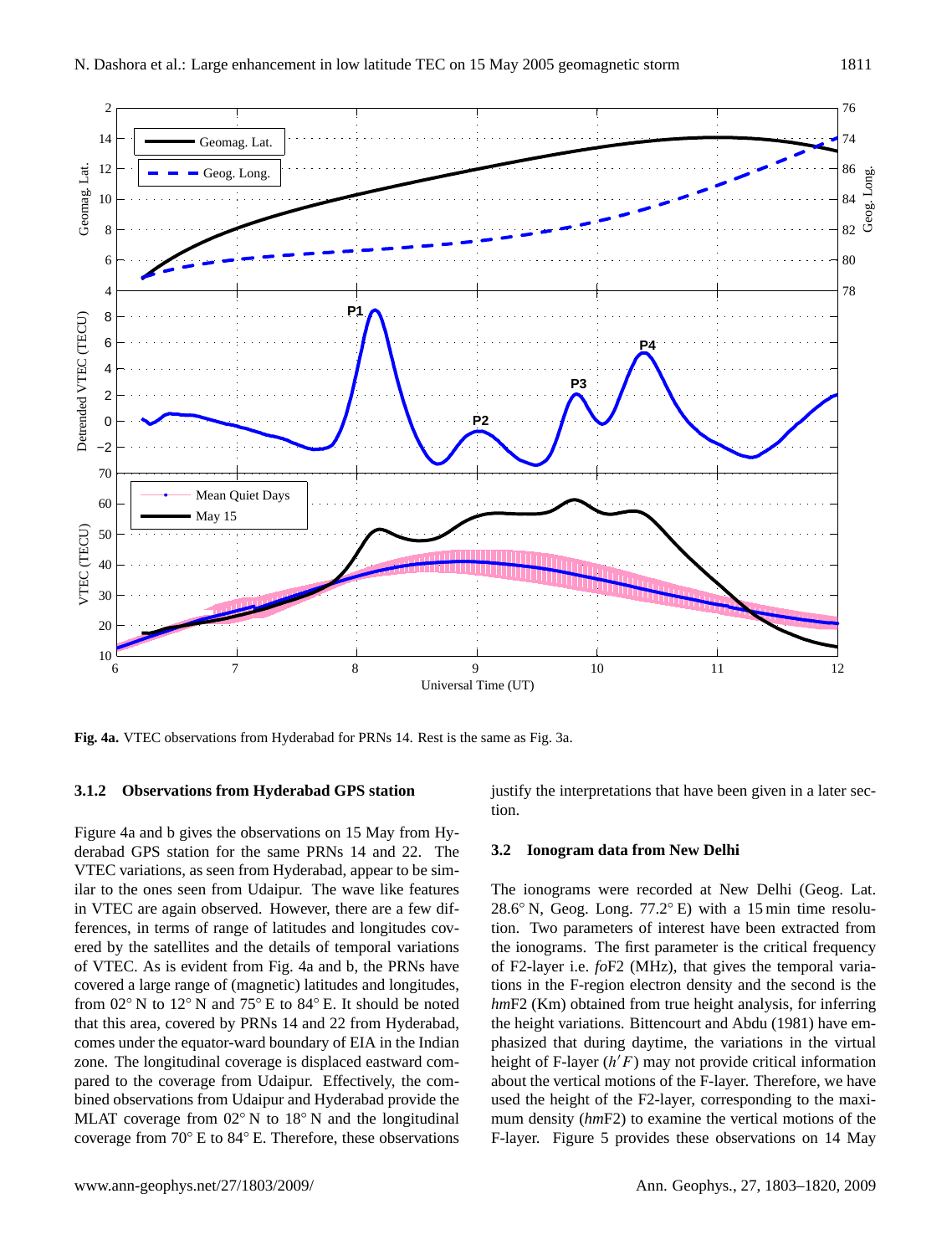Fig. 4a. VTEC observations from Hyderabad for PRNs 14. Rest is the same as Fig. 3a.

### 3.1.2 Observations from Hyderabad GPS station

Figure 4a and b gives the observations on 15 May from Hyderabad GPS station for the same PRNs 14 and 22. The VTEC variations, as seen from Hyderabad, appear to be similar to the ones seen from Udaipur. The wave like features in VTEC are again observed. However, there are a few differences, in terms of range of latitudes and longitudes covered by the satellites and the details of temporal variations of VTEC. As is evident from Fig. 4a and b, the PRNs have covered a large range of (magnetic) latitudes and longitudes, from 02° N to 12° N and 75° E to 84° E. It should be noted that this area, covered by PRNs 14 and 22 from Hyderabad, comes under the equator-ward boundary of EIA in the Indian zone. The longitudinal coverage is displaced eastward compared to the coverage from Udaipur. Effectively, the combined observations from Udaipur and Hyderabad provide the MLAT coverage from 02° N to 18° N and the longitudinal coverage from 70° E to 84° E. Therefore, these observations justify the interpretations that have been given in a later section.

## 3.2 Ionogram data from New Delhi

The ionograms were recorded at New Delhi (Geog. Lat. 28.6° N, Geog. Long. 77.2° E) with a 15 min time resolution. Two parameters of interest have been extracted from the ionograms. The first parameter is the critical frequency of F2-layer i.e. *fo*F2 (MHz), that gives the temporal variations in the F-region electron density and the second is the *hm*F2 (Km) obtained from true height analysis, for inferring the height variations. Bittencourt and Abdu (1981) have emphasized that during daytime, the variations in the virtual height of F-layer ($h'F$) may not provide critical information about the vertical motions of the F-layer. Therefore, we have used the height of the F2-layer, corresponding to the maximum density (*hm*F2) to examine the vertical motions of the F-layer. Figure 5 provides these observations on 14 May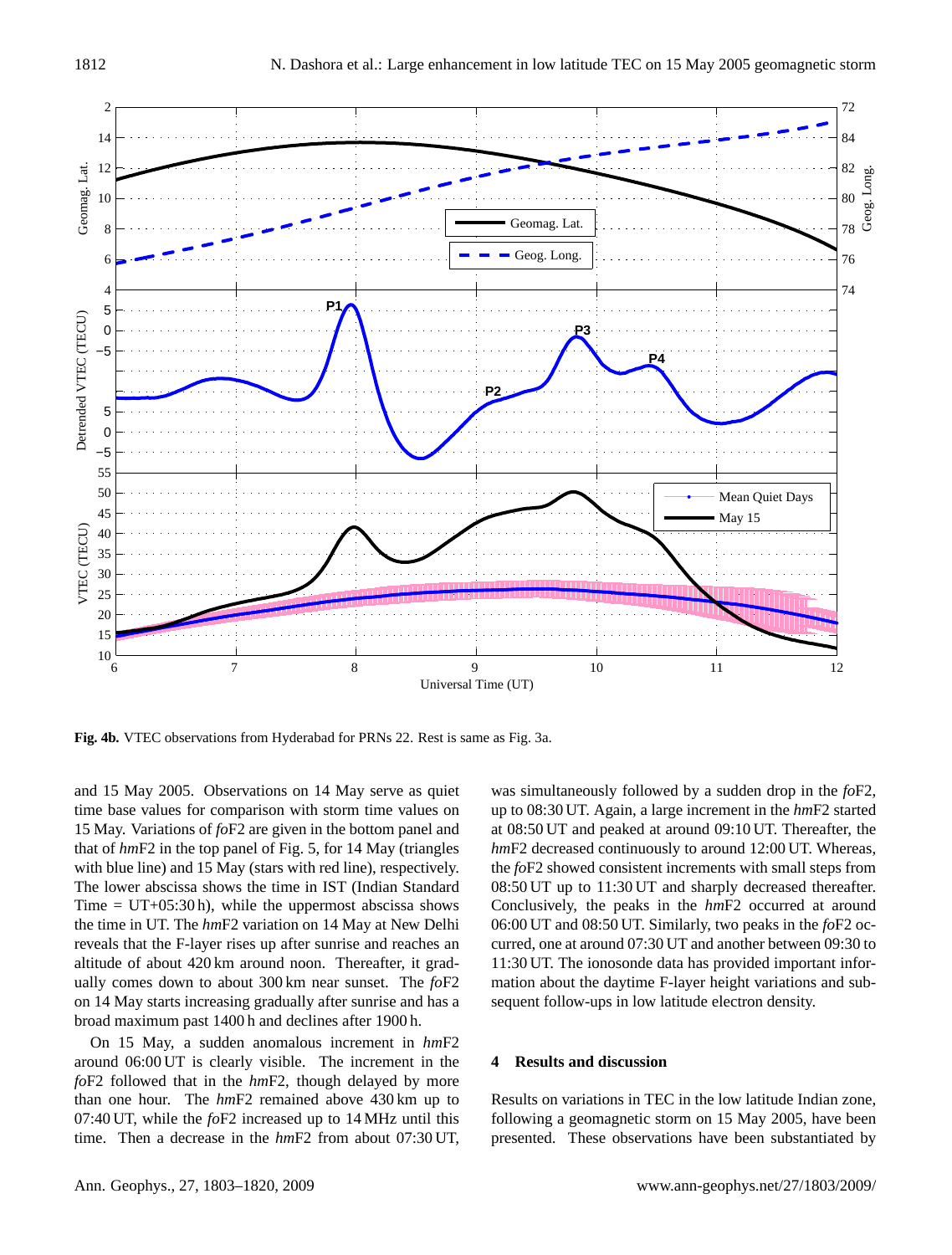**Fig. 4b.** VTEC observations from Hyderabad for PRNs 22. Rest is same as Fig. 3a.

and 15 May 2005. Observations on 14 May serve as quiet time base values for comparison with storm time values on 15 May. Variations of *fo*F2 are given in the bottom panel and that of *hm*F2 in the top panel of Fig. 5, for 14 May (triangles with blue line) and 15 May (stars with red line), respectively. The lower abscissa shows the time in IST (Indian Standard Time = UT+05:30 h), while the uppermost abscissa shows the time in UT. The *hm*F2 variation on 14 May at New Delhi reveals that the F-layer rises up after sunrise and reaches an altitude of about 420 km around noon. Thereafter, it gradually comes down to about 300 km near sunset. The *fo*F2 on 14 May starts increasing gradually after sunrise and has a broad maximum past 1400 h and declines after 1900 h.

On 15 May, a sudden anomalous increment in *hm*F2 around 06:00 UT is clearly visible. The increment in the *fo*F2 followed that in the *hm*F2, though delayed by more than one hour. The *hm*F2 remained above 430 km up to 07:40 UT, while the *fo*F2 increased up to 14 MHz until this time. Then a decrease in the *hm*F2 from about 07:30 UT, was simultaneously followed by a sudden drop in the *fo*F2, up to 08:30 UT. Again, a large increment in the *hm*F2 started at 08:50 UT and peaked at around 09:10 UT. Thereafter, the *hm*F2 decreased continuously to around 12:00 UT. Whereas, the *fo*F2 showed consistent increments with small steps from 08:50 UT up to 11:30 UT and sharply decreased thereafter. Conclusively, the peaks in the *hm*F2 occurred at around 06:00 UT and 08:50 UT. Similarly, two peaks in the *fo*F2 occurred, one at around 07:30 UT and another between 09:30 to 11:30 UT. The ionosonde data has provided important information about the daytime F-layer height variations and subsequent follow-ups in low latitude electron density.

## 4 Results and discussion

Results on variations in TEC in the low latitude Indian zone, following a geomagnetic storm on 15 May 2005, have been presented. These observations have been substantiated by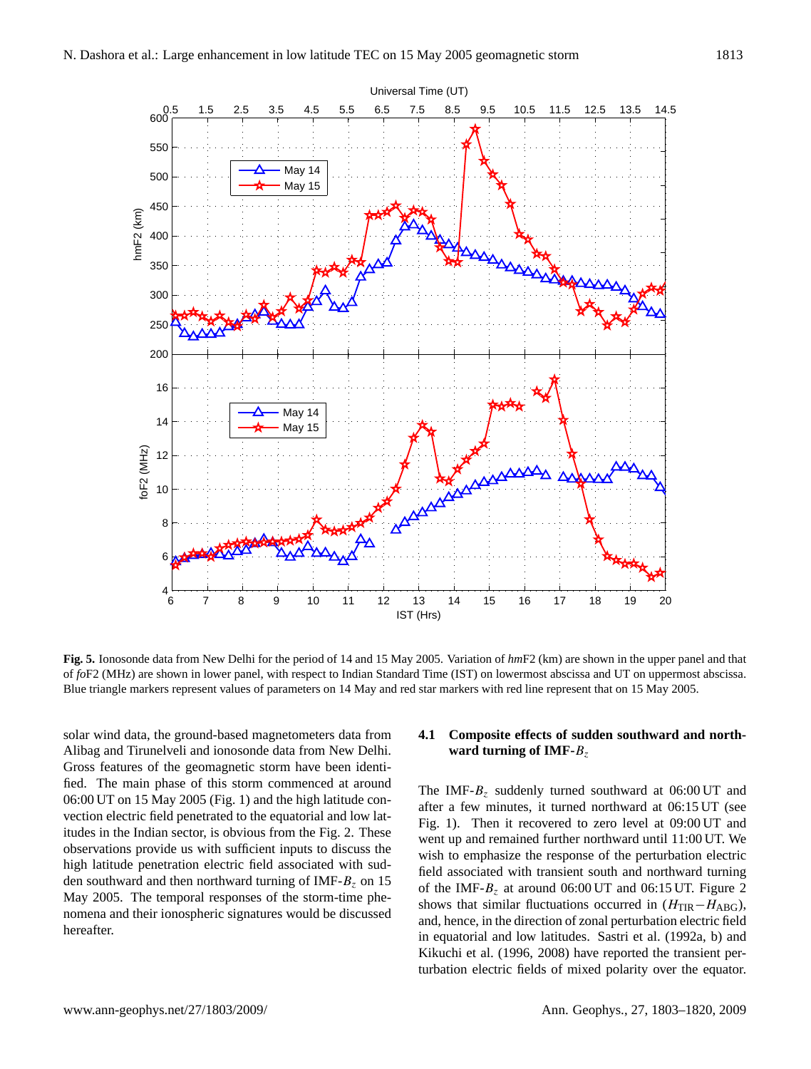**Fig. 5.** Ionosonde data from New Delhi for the period of 14 and 15 May 2005. Variation of *hm*F2 (km) are shown in the upper panel and that of *fo*F2 (MHz) are shown in lower panel, with respect to Indian Standard Time (IST) on lowermost abscissa and UT on uppermost abscissa. Blue triangle markers represent values of parameters on 14 May and red star markers with red line represent that on 15 May 2005.

solar wind data, the ground-based magnetometers data from Alibag and Tirunelveli and ionosonde data from New Delhi. Gross features of the geomagnetic storm have been identified. The main phase of this storm commenced at around 06:00 UT on 15 May 2005 (Fig. 1) and the high latitude convection electric field penetrated to the equatorial and low latitudes in the Indian sector, is obvious from the Fig. 2. These observations provide us with sufficient inputs to discuss the high latitude penetration electric field associated with sudden southward and then northward turning of IMF-$B_z$ on 15 May 2005. The temporal responses of the storm-time phenomena and their ionospheric signatures would be discussed hereafter.

### 4.1 Composite effects of sudden southward and northward turning of IMF-$B_z$

The IMF-$B_z$ suddenly turned southward at 06:00 UT and after a few minutes, it turned northward at 06:15 UT (see Fig. 1). Then it recovered to zero level at 09:00 UT and went up and remained further northward until 11:00 UT. We wish to emphasize the response of the perturbation electric field associated with transient south and northward turning of the IMF-$B_z$ at around 06:00 UT and 06:15 UT. Figure 2 shows that similar fluctuations occurred in ($H_{\mathrm{TIR}} - H_{\mathrm{ABG}}$), and, hence, in the direction of zonal perturbation electric field in equatorial and low latitudes. Sastri et al. (1992a, b) and Kikuchi et al. (1996, 2008) have reported the transient perturbation electric fields of mixed polarity over the equator.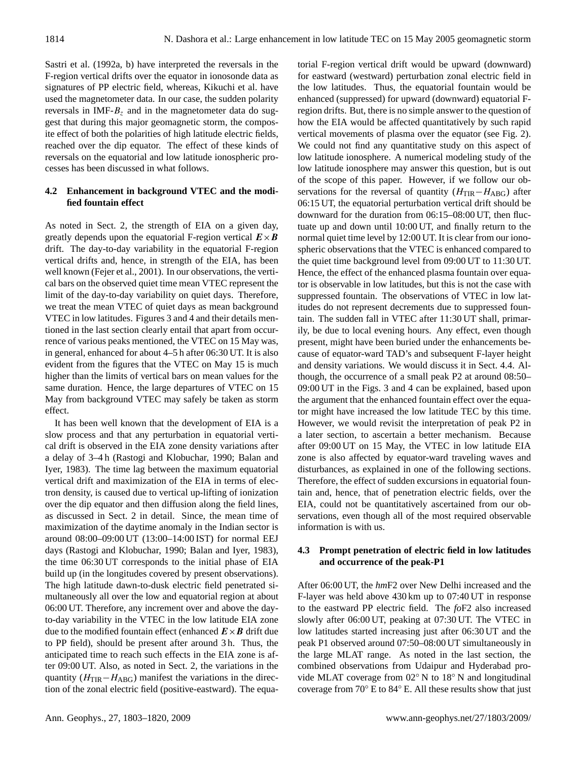Sastri et al. (1992a, b) have interpreted the reversals in the F-region vertical drifts over the equator in ionosonde data as signatures of PP electric field, whereas, Kikuchi et al. have used the magnetometer data. In our case, the sudden polarity reversals in IMF-$B_z$ and in the magnetometer data do suggest that during this major geomagnetic storm, the composite effect of both the polarities of high latitude electric fields, reached over the dip equator. The effect of these kinds of reversals on the equatorial and low latitude ionospheric processes has been discussed in what follows.

### 4.2 Enhancement in background VTEC and the modified fountain effect

As noted in Sect. 2, the strength of EIA on a given day, greatly depends upon the equatorial F-region vertical $\boldsymbol{E}\times\boldsymbol{B}$ drift. The day-to-day variability in the equatorial F-region vertical drifts and, hence, in strength of the EIA, has been well known (Fejer et al., 2001). In our observations, the vertical bars on the observed quiet time mean VTEC represent the limit of the day-to-day variability on quiet days. Therefore, we treat the mean VTEC of quiet days as mean background VTEC in low latitudes. Figures 3 and 4 and their details mentioned in the last section clearly entail that apart from occurrence of various peaks mentioned, the VTEC on 15 May was, in general, enhanced for about 4–5 h after 06:30 UT. It is also evident from the figures that the VTEC on May 15 is much higher than the limits of vertical bars on mean values for the same duration. Hence, the large departures of VTEC on 15 May from background VTEC may safely be taken as storm effect.

It has been well known that the development of EIA is a slow process and that any perturbation in equatorial vertical drift is observed in the EIA zone density variations after a delay of 3–4 h (Rastogi and Klobuchar, 1990; Balan and Iyer, 1983). The time lag between the maximum equatorial vertical drift and maximization of the EIA in terms of electron density, is caused due to vertical up-lifting of ionization over the dip equator and then diffusion along the field lines, as discussed in Sect. 2 in detail. Since, the mean time of maximization of the daytime anomaly in the Indian sector is around 08:00–09:00 UT (13:00–14:00 IST) for normal EEJ days (Rastogi and Klobuchar, 1990; Balan and Iyer, 1983), the time 06:30 UT corresponds to the initial phase of EIA build up (in the longitudes covered by present observations). The high latitude dawn-to-dusk electric field penetrated simultaneously all over the low and equatorial region at about 06:00 UT. Therefore, any increment over and above the day-to-day variability in the VTEC in the low latitude EIA zone due to the modified fountain effect (enhanced $\boldsymbol{E}\times\boldsymbol{B}$ drift due to PP field), should be present after around 3 h. Thus, the anticipated time to reach such effects in the EIA zone is after 09:00 UT. Also, as noted in Sect. 2, the variations in the quantity ($H_{\mathrm{TIR}}-H_{\mathrm{ABG}}$) manifest the variations in the direction of the zonal electric field (positive-eastward). The equatorial F-region vertical drift would be upward (downward) for eastward (westward) perturbation zonal electric field in the low latitudes. Thus, the equatorial fountain would be enhanced (suppressed) for upward (downward) equatorial F-region drifts. But, there is no simple answer to the question of how the EIA would be affected quantitatively by such rapid vertical movements of plasma over the equator (see Fig. 2). We could not find any quantitative study on this aspect of low latitude ionosphere. A numerical modeling study of the low latitude ionosphere may answer this question, but is out of the scope of this paper. However, if we follow our observations for the reversal of quantity ($H_{\mathrm{TIR}}-H_{\mathrm{ABG}}$) after 06:15 UT, the equatorial perturbation vertical drift should be downward for the duration from 06:15–08:00 UT, then fluctuate up and down until 10:00 UT, and finally return to the normal quiet time level by 12:00 UT. It is clear from our ionospheric observations that the VTEC is enhanced compared to the quiet time background level from 09:00 UT to 11:30 UT. Hence, the effect of the enhanced plasma fountain over equator is observable in low latitudes, but this is not the case with suppressed fountain. The observations of VTEC in low latitudes do not represent decrements due to suppressed fountain. The sudden fall in VTEC after 11:30 UT shall, primarily, be due to local evening hours. Any effect, even though present, might have been buried under the enhancements because of equator-ward TAD's and subsequent F-layer height and density variations. We would discuss it in Sect. 4.4. Although, the occurrence of a small peak P2 at around 08:50–09:00 UT in the Figs. 3 and 4 can be explained, based upon the argument that the enhanced fountain effect over the equator might have increased the low latitude TEC by this time. However, we would revisit the interpretation of peak P2 in a later section, to ascertain a better mechanism. Because after 09:00 UT on 15 May, the VTEC in low latitude EIA zone is also affected by equator-ward traveling waves and disturbances, as explained in one of the following sections. Therefore, the effect of sudden excursions in equatorial fountain and, hence, that of penetration electric fields, over the EIA, could not be quantitatively ascertained from our observations, even though all of the most required observable information is with us.

### 4.3 Prompt penetration of electric field in low latitudes and occurrence of the peak-P1

After 06:00 UT, the *hm*F2 over New Delhi increased and the F-layer was held above 430 km up to 07:40 UT in response to the eastward PP electric field. The *fo*F2 also increased slowly after 06:00 UT, peaking at 07:30 UT. The VTEC in low latitudes started increasing just after 06:30 UT and the peak P1 observed around 07:50–08:00 UT simultaneously in the large MLAT range. As noted in the last section, the combined observations from Udaipur and Hyderabad provide MLAT coverage from 02° N to 18° N and longitudinal coverage from 70° E to 84° E. All these results show that just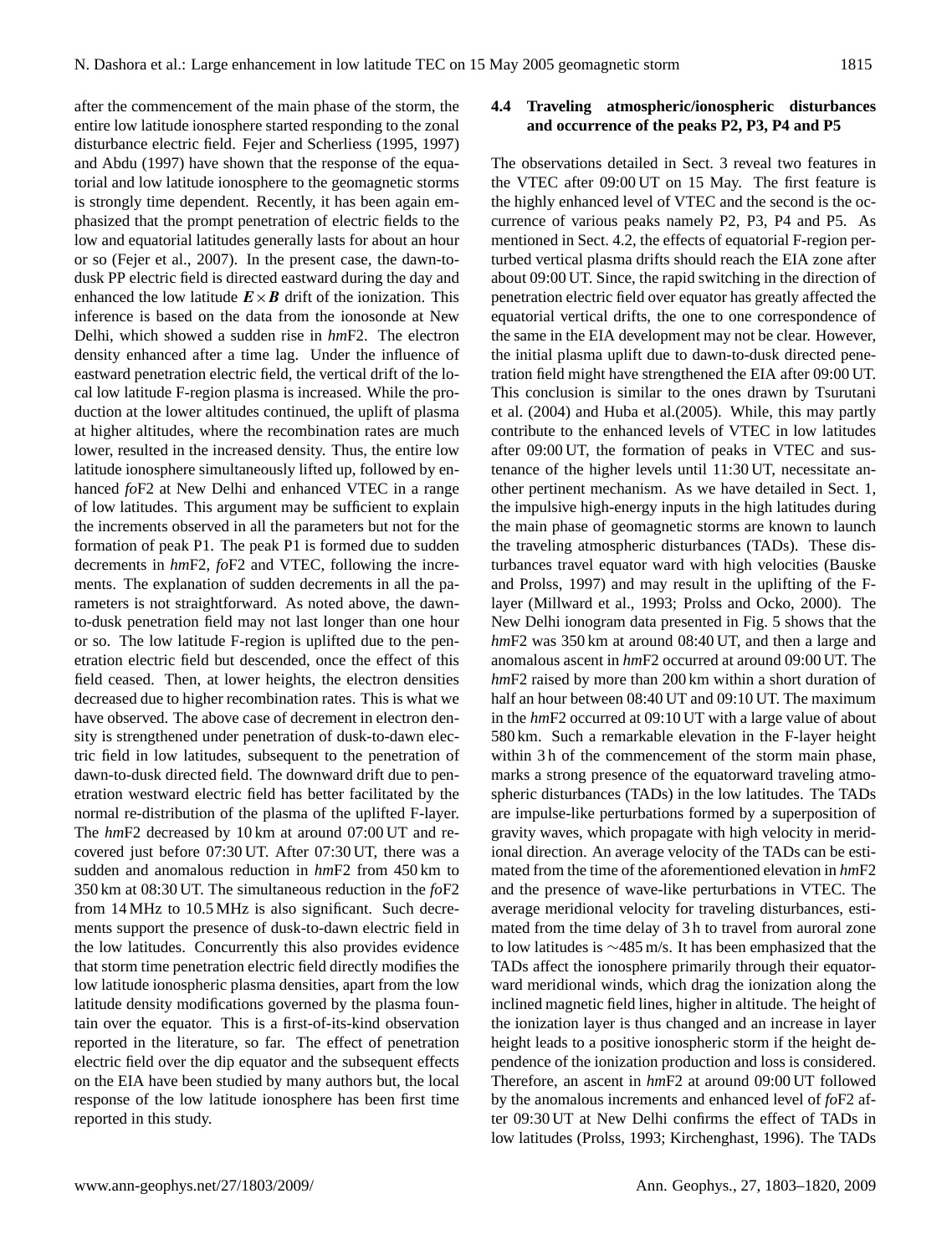after the commencement of the main phase of the storm, the entire low latitude ionosphere started responding to the zonal disturbance electric field. Fejer and Scherliess (1995, 1997) and Abdu (1997) have shown that the response of the equatorial and low latitude ionosphere to the geomagnetic storms is strongly time dependent. Recently, it has been again emphasized that the prompt penetration of electric fields to the low and equatorial latitudes generally lasts for about an hour or so (Fejer et al., 2007). In the present case, the dawn-to-dusk PP electric field is directed eastward during the day and enhanced the low latitude $\boldsymbol{E}\times\boldsymbol{B}$ drift of the ionization. This inference is based on the data from the ionosonde at New Delhi, which showed a sudden rise in *hm*F2. The electron density enhanced after a time lag. Under the influence of eastward penetration electric field, the vertical drift of the local low latitude F-region plasma is increased. While the production at the lower altitudes continued, the uplift of plasma at higher altitudes, where the recombination rates are much lower, resulted in the increased density. Thus, the entire low latitude ionosphere simultaneously lifted up, followed by enhanced *fo*F2 at New Delhi and enhanced VTEC in a range of low latitudes. This argument may be sufficient to explain the increments observed in all the parameters but not for the formation of peak P1. The peak P1 is formed due to sudden decrements in *hm*F2, *fo*F2 and VTEC, following the increments. The explanation of sudden decrements in all the parameters is not straightforward. As noted above, the dawn-to-dusk penetration field may not last longer than one hour or so. The low latitude F-region is uplifted due to the penetration electric field but descended, once the effect of this field ceased. Then, at lower heights, the electron densities decreased due to higher recombination rates. This is what we have observed. The above case of decrement in electron density is strengthened under penetration of dusk-to-dawn electric field in low latitudes, subsequent to the penetration of dawn-to-dusk directed field. The downward drift due to penetration westward electric field has better facilitated by the normal re-distribution of the plasma of the uplifted F-layer. The *hm*F2 decreased by 10 km at around 07:00 UT and recovered just before 07:30 UT. After 07:30 UT, there was a sudden and anomalous reduction in *hm*F2 from 450 km to 350 km at 08:30 UT. The simultaneous reduction in the *fo*F2 from 14 MHz to 10.5 MHz is also significant. Such decrements support the presence of dusk-to-dawn electric field in the low latitudes. Concurrently this also provides evidence that storm time penetration electric field directly modifies the low latitude ionospheric plasma densities, apart from the low latitude density modifications governed by the plasma fountain over the equator. This is a first-of-its-kind observation reported in the literature, so far. The effect of penetration electric field over the dip equator and the subsequent effects on the EIA have been studied by many authors but, the local response of the low latitude ionosphere has been first time reported in this study.

### 4.4 Traveling atmospheric/ionospheric disturbances and occurrence of the peaks P2, P3, P4 and P5

The observations detailed in Sect. 3 reveal two features in the VTEC after 09:00 UT on 15 May. The first feature is the highly enhanced level of VTEC and the second is the occurrence of various peaks namely P2, P3, P4 and P5. As mentioned in Sect. 4.2, the effects of equatorial F-region perturbed vertical plasma drifts should reach the EIA zone after about 09:00 UT. Since, the rapid switching in the direction of penetration electric field over equator has greatly affected the equatorial vertical drifts, the one to one correspondence of the same in the EIA development may not be clear. However, the initial plasma uplift due to dawn-to-dusk directed penetration field might have strengthened the EIA after 09:00 UT. This conclusion is similar to the ones drawn by Tsurutani et al. (2004) and Huba et al.(2005). While, this may partly contribute to the enhanced levels of VTEC in low latitudes after 09:00 UT, the formation of peaks in VTEC and sustenance of the higher levels until 11:30 UT, necessitate another pertinent mechanism. As we have detailed in Sect. 1, the impulsive high-energy inputs in the high latitudes during the main phase of geomagnetic storms are known to launch the traveling atmospheric disturbances (TADs). These disturbances travel equator ward with high velocities (Bauske and Prolss, 1997) and may result in the uplifting of the F-layer (Millward et al., 1993; Prolss and Ocko, 2000). The New Delhi ionogram data presented in Fig. 5 shows that the *hm*F2 was 350 km at around 08:40 UT, and then a large and anomalous ascent in *hm*F2 occurred at around 09:00 UT. The *hm*F2 raised by more than 200 km within a short duration of half an hour between 08:40 UT and 09:10 UT. The maximum in the *hm*F2 occurred at 09:10 UT with a large value of about 580 km. Such a remarkable elevation in the F-layer height within 3 h of the commencement of the storm main phase, marks a strong presence of the equatorward traveling atmospheric disturbances (TADs) in the low latitudes. The TADs are impulse-like perturbations formed by a superposition of gravity waves, which propagate with high velocity in meridional direction. An average velocity of the TADs can be estimated from the time of the aforementioned elevation in *hm*F2 and the presence of wave-like perturbations in VTEC. The average meridional velocity for traveling disturbances, estimated from the time delay of 3 h to travel from auroral zone to low latitudes is $\sim$485 m/s. It has been emphasized that the TADs affect the ionosphere primarily through their equatorward meridional winds, which drag the ionization along the inclined magnetic field lines, higher in altitude. The height of the ionization layer is thus changed and an increase in layer height leads to a positive ionospheric storm if the height dependence of the ionization production and loss is considered. Therefore, an ascent in *hm*F2 at around 09:00 UT followed by the anomalous increments and enhanced level of *fo*F2 after 09:30 UT at New Delhi confirms the effect of TADs in low latitudes (Prolss, 1993; Kirchenghast, 1996). The TADs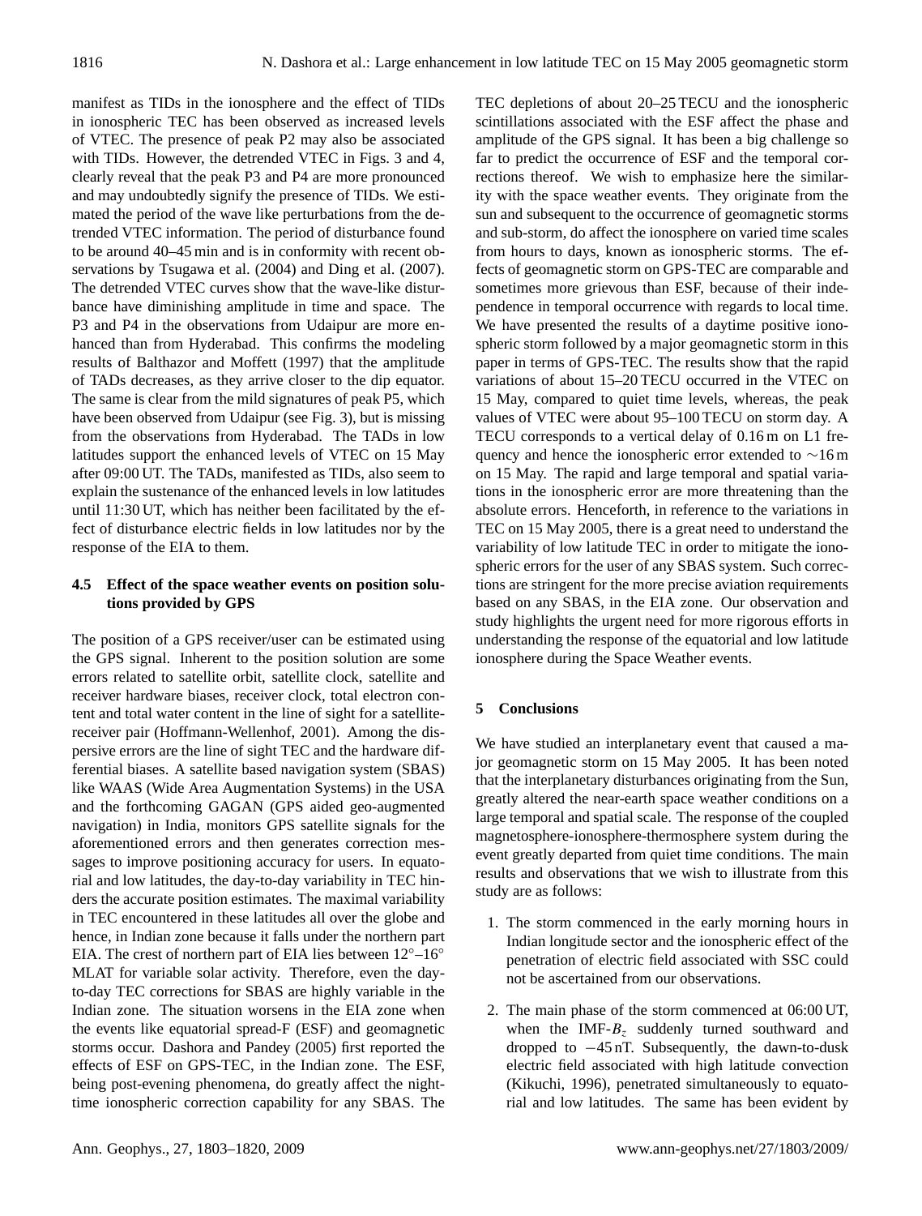manifest as TIDs in the ionosphere and the effect of TIDs in ionospheric TEC has been observed as increased levels of VTEC. The presence of peak P2 may also be associated with TIDs. However, the detrended VTEC in Figs. 3 and 4, clearly reveal that the peak P3 and P4 are more pronounced and may undoubtedly signify the presence of TIDs. We estimated the period of the wave like perturbations from the detrended VTEC information. The period of disturbance found to be around 40–45 min and is in conformity with recent observations by Tsugawa et al. (2004) and Ding et al. (2007). The detrended VTEC curves show that the wave-like disturbance have diminishing amplitude in time and space. The P3 and P4 in the observations from Udaipur are more enhanced than from Hyderabad. This confirms the modeling results of Balthazor and Moffett (1997) that the amplitude of TADs decreases, as they arrive closer to the dip equator. The same is clear from the mild signatures of peak P5, which have been observed from Udaipur (see Fig. 3), but is missing from the observations from Hyderabad. The TADs in low latitudes support the enhanced levels of VTEC on 15 May after 09:00 UT. The TADs, manifested as TIDs, also seem to explain the sustenance of the enhanced levels in low latitudes until 11:30 UT, which has neither been facilitated by the effect of disturbance electric fields in low latitudes nor by the response of the EIA to them.

### 4.5 Effect of the space weather events on position solutions provided by GPS

The position of a GPS receiver/user can be estimated using the GPS signal. Inherent to the position solution are some errors related to satellite orbit, satellite clock, satellite and receiver hardware biases, receiver clock, total electron content and total water content in the line of sight for a satellite-receiver pair (Hoffmann-Wellenhof, 2001). Among the dispersive errors are the line of sight TEC and the hardware differential biases. A satellite based navigation system (SBAS) like WAAS (Wide Area Augmentation Systems) in the USA and the forthcoming GAGAN (GPS aided geo-augmented navigation) in India, monitors GPS satellite signals for the aforementioned errors and then generates correction messages to improve positioning accuracy for users. In equatorial and low latitudes, the day-to-day variability in TEC hinders the accurate position estimates. The maximal variability in TEC encountered in these latitudes all over the globe and hence, in Indian zone because it falls under the northern part EIA. The crest of northern part of EIA lies between 12°–16° MLAT for variable solar activity. Therefore, even the day-to-day TEC corrections for SBAS are highly variable in the Indian zone. The situation worsens in the EIA zone when the events like equatorial spread-F (ESF) and geomagnetic storms occur. Dashora and Pandey (2005) first reported the effects of ESF on GPS-TEC, in the Indian zone. The ESF, being post-evening phenomena, do greatly affect the night-time ionospheric correction capability for any SBAS. The TEC depletions of about 20–25 TECU and the ionospheric scintillations associated with the ESF affect the phase and amplitude of the GPS signal. It has been a big challenge so far to predict the occurrence of ESF and the temporal corrections thereof. We wish to emphasize here the similarity with the space weather events. They originate from the sun and subsequent to the occurrence of geomagnetic storms and sub-storm, do affect the ionosphere on varied time scales from hours to days, known as ionospheric storms. The effects of geomagnetic storm on GPS-TEC are comparable and sometimes more grievous than ESF, because of their independence in temporal occurrence with regards to local time. We have presented the results of a daytime positive ionospheric storm followed by a major geomagnetic storm in this paper in terms of GPS-TEC. The results show that the rapid variations of about 15–20 TECU occurred in the VTEC on 15 May, compared to quiet time levels, whereas, the peak values of VTEC were about 95–100 TECU on storm day. A TECU corresponds to a vertical delay of 0.16 m on L1 frequency and hence the ionospheric error extended to ∼16 m on 15 May. The rapid and large temporal and spatial variations in the ionospheric error are more threatening than the absolute errors. Henceforth, in reference to the variations in TEC on 15 May 2005, there is a great need to understand the variability of low latitude TEC in order to mitigate the ionospheric errors for the user of any SBAS system. Such corrections are stringent for the more precise aviation requirements based on any SBAS, in the EIA zone. Our observation and study highlights the urgent need for more rigorous efforts in understanding the response of the equatorial and low latitude ionosphere during the Space Weather events.

## 5 Conclusions

We have studied an interplanetary event that caused a major geomagnetic storm on 15 May 2005. It has been noted that the interplanetary disturbances originating from the Sun, greatly altered the near-earth space weather conditions on a large temporal and spatial scale. The response of the coupled magnetosphere-ionosphere-thermosphere system during the event greatly departed from quiet time conditions. The main results and observations that we wish to illustrate from this study are as follows:

1. The storm commenced in the early morning hours in Indian longitude sector and the ionospheric effect of the penetration of electric field associated with SSC could not be ascertained from our observations.

2. The main phase of the storm commenced at 06:00 UT, when the IMF-$B_z$ suddenly turned southward and dropped to −45 nT. Subsequently, the dawn-to-dusk electric field associated with high latitude convection (Kikuchi, 1996), penetrated simultaneously to equatorial and low latitudes. The same has been evident by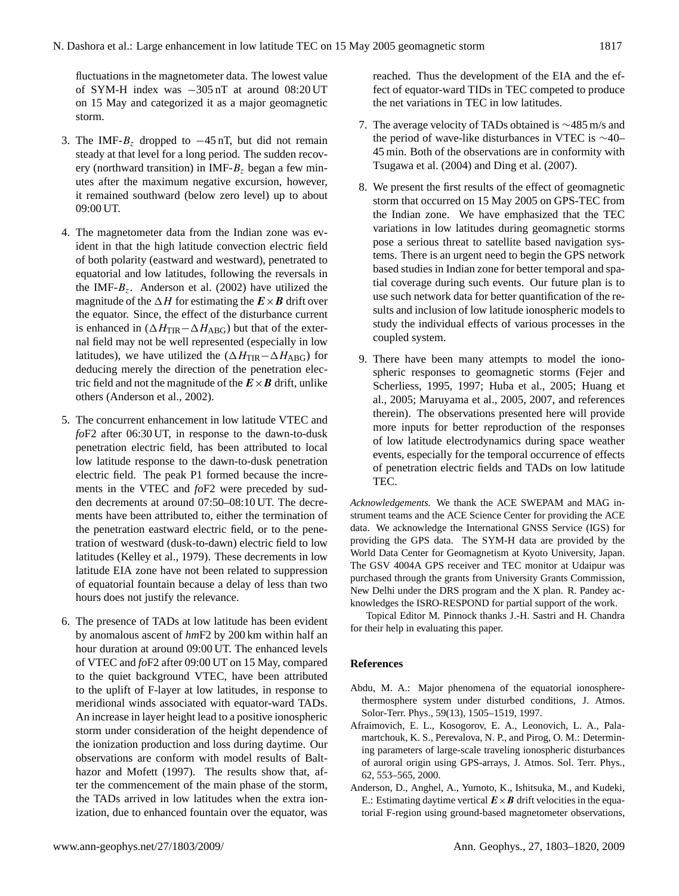fluctuations in the magnetometer data. The lowest value of SYM-H index was −305 nT at around 08:20 UT on 15 May and categorized it as a major geomagnetic storm.

3. The IMF-$B_z$ dropped to −45 nT, but did not remain steady at that level for a long period. The sudden recovery (northward transition) in IMF-$B_z$ began a few minutes after the maximum negative excursion, however, it remained southward (below zero level) up to about 09:00 UT.

4. The magnetometer data from the Indian zone was evident in that the high latitude convection electric field of both polarity (eastward and westward), penetrated to equatorial and low latitudes, following the reversals in the IMF-$B_z$. Anderson et al. (2002) have utilized the magnitude of the $\Delta H$ for estimating the $\boldsymbol{E}\times\boldsymbol{B}$ drift over the equator. Since, the effect of the disturbance current is enhanced in ($\Delta H_{\mathrm{TIR}}-\Delta H_{\mathrm{ABG}}$) but that of the external field may not be well represented (especially in low latitudes), we have utilized the ($\Delta H_{\mathrm{TIR}}-\Delta H_{\mathrm{ABG}}$) for deducing merely the direction of the penetration electric field and not the magnitude of the $\boldsymbol{E}\times\boldsymbol{B}$ drift, unlike others (Anderson et al., 2002).

5. The concurrent enhancement in low latitude VTEC and *fo*F2 after 06:30 UT, in response to the dawn-to-dusk penetration electric field, has been attributed to local low latitude response to the dawn-to-dusk penetration electric field. The peak P1 formed because the increments in the VTEC and *fo*F2 were preceded by sudden decrements at around 07:50–08:10 UT. The decrements have been attributed to, either the termination of the penetration eastward electric field, or to the penetration of westward (dusk-to-dawn) electric field to low latitudes (Kelley et al., 1979). These decrements in low latitude EIA zone have not been related to suppression of equatorial fountain because a delay of less than two hours does not justify the relevance.

6. The presence of TADs at low latitude has been evident by anomalous ascent of *hm*F2 by 200 km within half an hour duration at around 09:00 UT. The enhanced levels of VTEC and *fo*F2 after 09:00 UT on 15 May, compared to the quiet background VTEC, have been attributed to the uplift of F-layer at low latitudes, in response to meridional winds associated with equator-ward TADs. An increase in layer height lead to a positive ionospheric storm under consideration of the height dependence of the ionization production and loss during daytime. Our observations are conform with model results of Balthazor and Mofett (1997). The results show that, after the commencement of the main phase of the storm, the TADs arrived in low latitudes when the extra ionization, due to enhanced fountain over the equator, was reached. Thus the development of the EIA and the effect of equator-ward TIDs in TEC competed to produce the net variations in TEC in low latitudes.

7. The average velocity of TADs obtained is ∼485 m/s and the period of wave-like disturbances in VTEC is ∼40–45 min. Both of the observations are in conformity with Tsugawa et al. (2004) and Ding et al. (2007).

8. We present the first results of the effect of geomagnetic storm that occurred on 15 May 2005 on GPS-TEC from the Indian zone. We have emphasized that the TEC variations in low latitudes during geomagnetic storms pose a serious threat to satellite based navigation systems. There is an urgent need to begin the GPS network based studies in Indian zone for better temporal and spatial coverage during such events. Our future plan is to use such network data for better quantification of the results and inclusion of low latitude ionospheric models to study the individual effects of various processes in the coupled system.

9. There have been many attempts to model the ionospheric responses to geomagnetic storms (Fejer and Scherliess, 1995, 1997; Huba et al., 2005; Huang et al., 2005; Maruyama et al., 2005, 2007, and references therein). The observations presented here will provide more inputs for better reproduction of the responses of low latitude electrodynamics during space weather events, especially for the temporal occurrence of effects of penetration electric fields and TADs on low latitude TEC.

*Acknowledgements.* We thank the ACE SWEPAM and MAG instrument teams and the ACE Science Center for providing the ACE data. We acknowledge the International GNSS Service (IGS) for providing the GPS data. The SYM-H data are provided by the World Center for Geomagnetism at Kyoto University, Japan. The GSV 4004A GPS receiver and TEC monitor at Udaipur was purchased through the grants from University Grants Commission, New Delhi under the DRS program and the X plan. R. Pandey acknowledges the ISRO-RESPOND for partial support of the work.

Topical Editor M. Pinnock thanks J.-H. Sastri and H. Chandra for their help in evaluating this paper.

## References

Abdu, M. A.: Major phenomena of the equatorial ionosphere-thermosphere system under disturbed conditions, J. Atmos. Solor-Terr. Phys., 59(13), 1505–1519, 1997.

Afraimovich, E. L., Kosogorov, E. A., Leonovich, L. A., Palamartchouk, K. S., Perevalova, N. P., and Pirog, O. M.: Determining parameters of large-scale traveling ionospheric disturbances of auroral origin using GPS-arrays, J. Atmos. Sol. Terr. Phys., 62, 553–565, 2000.

Anderson, D., Anghel, A., Yumoto, K., Ishitsuka, M., and Kudeki, E.: Estimating daytime vertical $\boldsymbol{E}\times\boldsymbol{B}$ drift velocities in the equatorial F-region using ground-based magnetometer observations,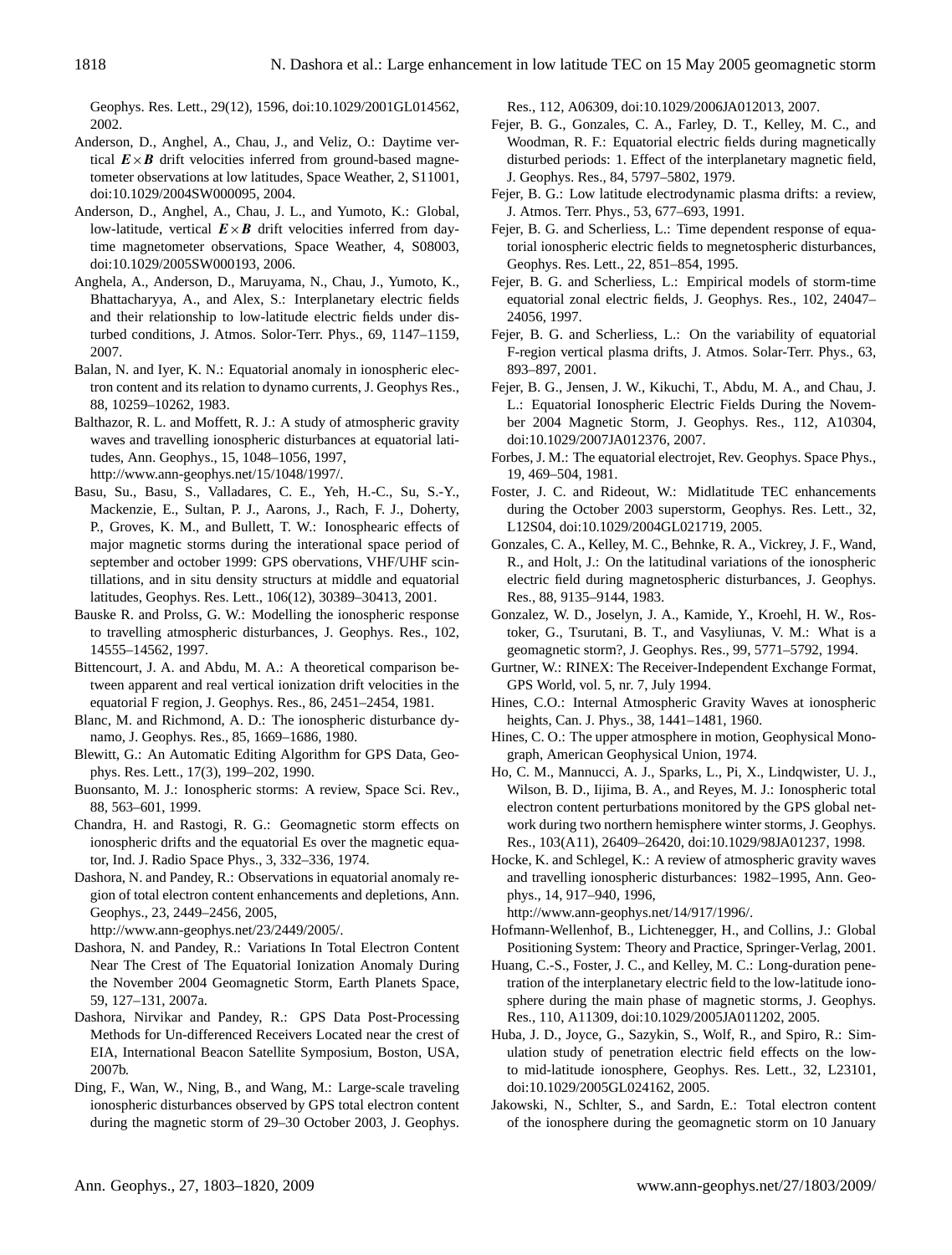Geophys. Res. Lett., 29(12), 1596, doi:10.1029/2001GL014562, 2002.

Anderson, D., Anghel, A., Chau, J., and Veliz, O.: Daytime vertical $\boldsymbol{E}\times\boldsymbol{B}$ drift velocities inferred from ground-based magnetometer observations at low latitudes, Space Weather, 2, S11001, doi:10.1029/2004SW000095, 2004.

Anderson, D., Anghel, A., Chau, J. L., and Yumoto, K.: Global, low-latitude, vertical $\boldsymbol{E}\times\boldsymbol{B}$ drift velocities inferred from daytime magnetometer observations, Space Weather, 4, S08003, doi:10.1029/2005SW000193, 2006.

Anghela, A., Anderson, D., Maruyama, N., Chau, J., Yumoto, K., Bhattacharyya, A., and Alex, S.: Interplanetary electric fields and their relationship to low-latitude electric fields under disturbed conditions, J. Atmos. Solor-Terr. Phys., 69, 1147–1159, 2007.

Balan, N. and Iyer, K. N.: Equatorial anomaly in ionospheric electron content and its relation to dynamo currents, J. Geophys Res., 88, 10259–10262, 1983.

Balthazor, R. L. and Moffett, R. J.: A study of atmospheric gravity waves and travelling ionospheric disturbances at equatorial latitudes, Ann. Geophys., 15, 1048–1056, 1997, http://www.ann-geophys.net/15/1048/1997/.

Basu, Su., Basu, S., Valladares, C. E., Yeh, H.-C., Su, S.-Y., Mackenzie, E., Sultan, P. J., Aarons, J., Rach, F. J., Doherty, P., Groves, K. M., and Bullett, T. W.: Ionosphearic effects of major magnetic storms during the interational space period of september and october 1999: GPS observations, VHF/UHF scintillations, and in situ density structurs at middle and equatorial latitudes, Geophys. Res. Lett., 106(12), 30389–30413, 2001.

Bauske R. and Prolss, G. W.: Modelling the ionospheric response to travelling atmospheric disturbances, J. Geophys. Res., 102, 14555–14562, 1997.

Bittencourt, J. A. and Abdu, M. A.: A theoretical comparison between apparent and real vertical ionization drift velocities in the equatorial F region, J. Geophys. Res., 86, 2451–2454, 1981.

Blanc, M. and Richmond, A. D.: The ionospheric disturbance dynamo, J. Geophys. Res., 85, 1669–1686, 1980.

Blewitt, G.: An Automatic Editing Algorithm for GPS Data, Geophys. Res. Lett., 17(3), 199–202, 1990.

Buonsanto, M. J.: Ionospheric storms: A review, Space Sci. Rev., 88, 563–601, 1999.

Chandra, H. and Rastogi, R. G.: Geomagnetic storm effects on ionospheric drifts and the equatorial Es over the magnetic equator, Ind. J. Radio Space Phys., 3, 332–336, 1974.

Dashora, N. and Pandey, R.: Observations in equatorial anomaly region of total electron content enhancements and depletions, Ann. Geophys., 23, 2449–2456, 2005, http://www.ann-geophys.net/23/2449/2005/.

Dashora, N. and Pandey, R.: Variations In Total Electron Content Near The Crest of The Equatorial Ionization Anomaly During the November 2004 Geomagnetic Storm, Earth Planets Space, 59, 127–131, 2007a.

Dashora, Nirvikar and Pandey, R.: GPS Data Post-Processing Methods for Un-differenced Receivers Located near the crest of EIA, International Beacon Satellite Symposium, Boston, USA, 2007b.

Ding, F., Wan, W., Ning, B., and Wang, M.: Large-scale traveling ionospheric disturbances observed by GPS total electron content during the magnetic storm of 29–30 October 2003, J. Geophys. Res., 112, A06309, doi:10.1029/2006JA012013, 2007.

Fejer, B. G., Gonzales, C. A., Farley, D. T., Kelley, M. C., and Woodman, R. F.: Equatorial electric fields during magnetically disturbed periods: 1. Effect of the interplanetary magnetic field, J. Geophys. Res., 84, 5797–5802, 1979.

Fejer, B. G.: Low latitude electrodynamic plasma drifts: a review, J. Atmos. Terr. Phys., 53, 677–693, 1991.

Fejer, B. G. and Scherliess, L.: Time dependent response of equatorial ionospheric electric fields to megnetospheric disturbances, Geophys. Res. Lett., 22, 851–854, 1995.

Fejer, B. G. and Scherliess, L.: Empirical models of storm-time equatorial zonal electric fields, J. Geophys. Res., 102, 24047–24056, 1997.

Fejer, B. G. and Scherliess, L.: On the variability of equatorial F-region vertical plasma drifts, J. Atmos. Solar-Terr. Phys., 63, 893–897, 2001.

Fejer, B. G., Jensen, J. W., Kikuchi, T., Abdu, M. A., and Chau, J. L.: Equatorial Ionospheric Electric Fields During the November 2004 Magnetic Storm, J. Geophys. Res., 112, A10304, doi:10.1029/2007JA012376, 2007.

Forbes, J. M.: The equatorial electrojet, Rev. Geophys. Space Phys., 19, 469–504, 1981.

Foster, J. C. and Rideout, W.: Midlatitude TEC enhancements during the October 2003 superstorm, Geophys. Res. Lett., 32, L12S04, doi:10.1029/2004GL021719, 2005.

Gonzales, C. A., Kelley, M. C., Behnke, R. A., Vickrey, J. F., Wand, R., and Holt, J.: On the latitudinal variations of the ionospheric electric field during magnetospheric disturbances, J. Geophys. Res., 88, 9135–9144, 1983.

Gonzalez, W. D., Joselyn, J. A., Kamide, Y., Kroehl, H. W., Rostoker, G., Tsurutani, B. T., and Vasyliunas, V. M.: What is a geomagnetic storm?, J. Geophys. Res., 99, 5771–5792, 1994.

Gurtner, W.: RINEX: The Receiver-Independent Exchange Format, GPS World, vol. 5, nr. 7, July 1994.

Hines, C.O.: Internal Atmospheric Gravity Waves at ionospheric heights, Can. J. Phys., 38, 1441–1481, 1960.

Hines, C. O.: The upper atmosphere in motion, Geophysical Monograph, American Geophysical Union, 1974.

Ho, C. M., Mannucci, A. J., Sparks, L., Pi, X., Lindqwister, U. J., Wilson, B. D., Iijima, B. A., and Reyes, M. J.: Ionospheric total electron content perturbations monitored by the GPS global network during two northern hemisphere winter storms, J. Geophys. Res., 103(A11), 26409–26420, doi:10.1029/98JA01237, 1998.

Hocke, K. and Schlegel, K.: A review of atmospheric gravity waves and travelling ionospheric disturbances: 1982–1995, Ann. Geophys., 14, 917–940, 1996, http://www.ann-geophys.net/14/917/1996/.

Hofmann-Wellenhof, B., Lichtenegger, H., and Collins, J.: Global Positioning System: Theory and Practice, Springer-Verlag, 2001.

Huang, C.-S., Foster, J. C., and Kelley, M. C.: Long-duration penetration of the interplanetary electric field to the low-latitude ionosphere during the main phase of magnetic storms, J. Geophys. Res., 110, A11309, doi:10.1029/2005JA011202, 2005.

Huba, J. D., Joyce, G., Sazykin, S., Wolf, R., and Spiro, R.: Simulation study of penetration electric field effects on the low- to mid-latitude ionosphere, Geophys. Res. Lett., 32, L23101, doi:10.1029/2005GL024162, 2005.

Jakowski, N., Schlter, S., and Sardn, E.: Total electron content of the ionosphere during the geomagnetic storm on 10 January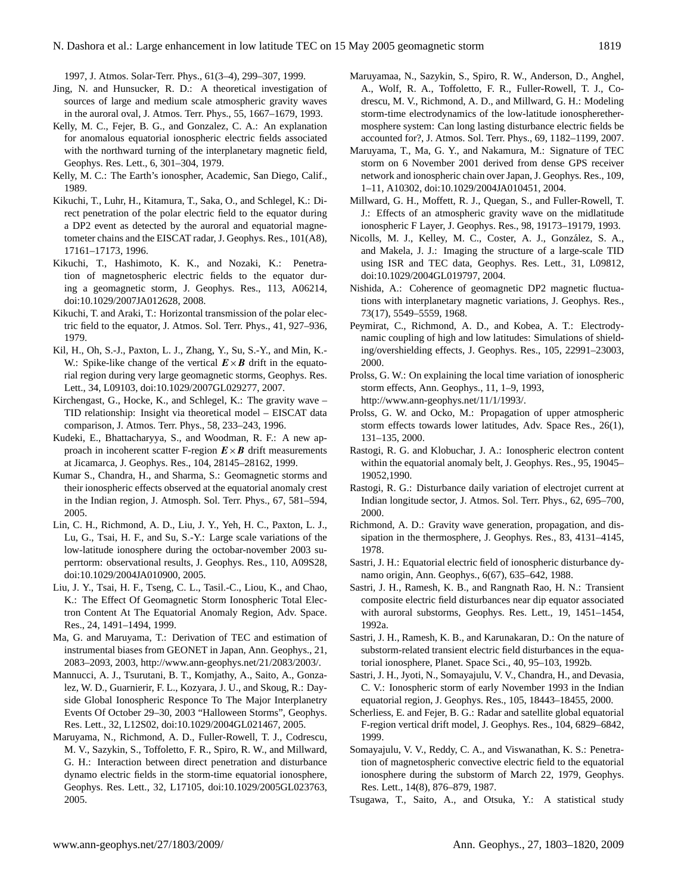1997, J. Atmos. Solar-Terr. Phys., 61(3–4), 299–307, 1999.

Jing, N. and Hunsucker, R. D.: A theoretical investigation of sources of large and medium scale atmospheric gravity waves in the auroral oval, J. Atmos. Terr. Phys., 55, 1667–1679, 1993.

Kelly, M. C., Fejer, B. G., and Gonzalez, C. A.: An explanation for anomalous equatorial ionospheric electric fields associated with the northward turning of the interplanetary magnetic field, Geophys. Res. Lett., 6, 301–304, 1979.

Kelly, M. C.: The Earth's ionospher, Academic, San Diego, Calif., 1989.

Kikuchi, T., Luhr, H., Kitamura, T., Saka, O., and Schlegel, K.: Direct penetration of the polar electric field to the equator during a DP2 event as detected by the auroral and equatorial magnetometer chains and the EISCAT radar, J. Geophys. Res., 101(A8), 17161–17173, 1996.

Kikuchi, T., Hashimoto, K. K., and Nozaki, K.: Penetration of magnetospheric electric fields to the equator during a geomagnetic storm, J. Geophys. Res., 113, A06214, doi:10.1029/2007JA012628, 2008.

Kikuchi, T. and Araki, T.: Horizontal transmission of the polar electric field to the equator, J. Atmos. Sol. Terr. Phys., 41, 927–936, 1979.

Kil, H., Oh, S.-J., Paxton, L. J., Zhang, Y., Su, S.-Y., and Min, K.-W.: Spike-like change of the vertical $\boldsymbol{E}\times\boldsymbol{B}$ drift in the equatorial region during very large geomagnetic storms, Geophys. Res. Lett., 34, L09103, doi:10.1029/2007GL029277, 2007.

Kirchengast, G., Hocke, K., and Schlegel, K.: The gravity wave – TID relationship: Insight via theoretical model – EISCAT data comparison, J. Atmos. Terr. Phys., 58, 233–243, 1996.

Kudeki, E., Bhattacharyya, S., and Woodman, R. F.: A new approach in incoherent scatter F-region $\boldsymbol{E}\times\boldsymbol{B}$ drift measurements at Jicamarca, J. Geophys. Res., 104, 28145–28162, 1999.

Kumar S., Chandra, H., and Sharma, S.: Geomagnetic storms and their ionospheric effects observed at the equatorial anomaly crest in the Indian region, J. Atmosph. Sol. Terr. Phys., 67, 581–594, 2005.

Lin, C. H., Richmond, A. D., Liu, J. Y., Yeh, H. C., Paxton, L. J., Lu, G., Tsai, H. F., and Su, S.-Y.: Large scale variations of the low-latitude ionosphere during the octobar-november 2003 superrtorm: observational results, J. Geophys. Res., 110, A09S28, doi:10.1029/2004JA010900, 2005.

Liu, J. Y., Tsai, H. F., Tseng, C. L., Tasil.-C., Liou, K., and Chao, K.: The Effect Of Geomagnetic Storm Ionospheric Total Electron Content At The Equatorial Anomaly Region, Adv. Space. Res., 24, 1491–1494, 1999.

Ma, G. and Maruyama, T.: Derivation of TEC and estimation of instrumental biases from GEONET in Japan, Ann. Geophys., 21, 2083–2093, 2003, http://www.ann-geophys.net/21/2083/2003/.

Mannucci, A. J., Tsurutani, B. T., Komjathy, A., Saito, A., Gonzalez, W. D., Guarnierir, F. L., Kozyara, J. U., and Skoug, R.: Dayside Global Ionospheric Responce To The Major Interplanetry Events Of October 29–30, 2003 "Halloween Storms", Geophys. Res. Lett., 32, L12S02, doi:10.1029/2004GL021467, 2005.

Maruyama, N., Richmond, A. D., Fuller-Rowell, T. J., Codrescu, M. V., Sazykin, S., Toffoletto, F. R., Spiro, R. W., and Millward, G. H.: Interaction between direct penetration and disturbance dynamo electric fields in the storm-time equatorial ionosphere, Geophys. Res. Lett., 32, L17105, doi:10.1029/2005GL023763, 2005.

Maruyamaa, N., Sazykin, S., Spiro, R. W., Anderson, D., Anghel, A., Wolf, R. A., Toffoletto, F. R., Fuller-Rowell, T. J., Codrescu, M. V., Richmond, A. D., and Millward, G. H.: Modeling storm-time electrodynamics of the low-latitude ionospherethermosphere system: Can long lasting disturbance electric fields be accounted for?, J. Atmos. Sol. Terr. Phys., 69, 1182–1199, 2007.

Maruyama, T., Ma, G. Y., and Nakamura, M.: Signature of TEC storm on 6 November 2001 derived from dense GPS receiver network and ionospheric chain over Japan, J. Geophys. Res., 109, 1–11, A10302, doi:10.1029/2004JA010451, 2004.

Millward, G. H., Moffett, R. J., Quegan, S., and Fuller-Rowell, T. J.: Effects of an atmospheric gravity wave on the midlatitude ionospheric F Layer, J. Geophys. Res., 98, 19173–19179, 1993.

Nicolls, M. J., Kelley, M. C., Coster, A. J., González, S. A., and Makela, J. J.: Imaging the structure of a large-scale TID using ISR and TEC data, Geophys. Res. Lett., 31, L09812, doi:10.1029/2004GL019797, 2004.

Nishida, A.: Coherence of geomagnetic DP2 magnetic fluctuations with interplanetary magnetic variations, J. Geophys. Res., 73(17), 5549–5559, 1968.

Peymirat, C., Richmond, A. D., and Kobea, A. T.: Electrodynamic coupling of high and low latitudes: Simulations of shielding/overshielding effects, J. Geophys. Res., 105, 22991–23003, 2000.

Prolss, G. W.: On explaining the local time variation of ionospheric storm effects, Ann. Geophys., 11, 1–9, 1993, http://www.ann-geophys.net/11/1/1993/.

Prolss, G. W. and Ocko, M.: Propagation of upper atmospheric storm effects towards lower latitudes, Adv. Space Res., 26(1), 131–135, 2000.

Rastogi, R. G. and Klobuchar, J. A.: Ionospheric electron content within the equatorial anomaly belt, J. Geophys. Res., 95, 19045–19052,1990.

Rastogi, R. G.: Disturbance daily variation of electrojet current at Indian longitude sector, J. Atmos. Sol. Terr. Phys., 62, 695–700, 2000.

Richmond, A. D.: Gravity wave generation, propagation, and dissipation in the thermosphere, J. Geophys. Res., 83, 4131–4145, 1978.

Sastri, J. H.: Equatorial electric field of ionospheric disturbance dynamo origin, Ann. Geophys., 6(67), 635–642, 1988.

Sastri, J. H., Ramesh, K. B., and Rangnath Rao, H. N.: Transient composite electric field disturbances near dip equator associated with auroral substorms, Geophys. Res. Lett., 19, 1451–1454, 1992a.

Sastri, J. H., Ramesh, K. B., and Karunakaran, D.: On the nature of substorm-related transient electric field disturbances in the equatorial ionosphere, Planet. Space Sci., 40, 95–103, 1992b.

Sastri, J. H., Jyoti, N., Somayajulu, V. V., Chandra, H., and Devasia, C. V.: Ionospheric storm of early November 1993 in the Indian equatorial region, J. Geophys. Res., 105, 18443–18455, 2000.

Scherliess, E. and Fejer, B. G.: Radar and satellite global equatorial F-region vertical drift model, J. Geophys. Res., 104, 6829–6842, 1999.

Somayajulu, V. V., Reddy, C. A., and Viswanathan, K. S.: Penetration of magnetospheric convective electric field to the equatorial ionosphere during the substorm of March 22, 1979, Geophys. Res. Lett., 14(8), 876–879, 1987.

Tsugawa, T., Saito, A., and Otsuka, Y.: A statistical study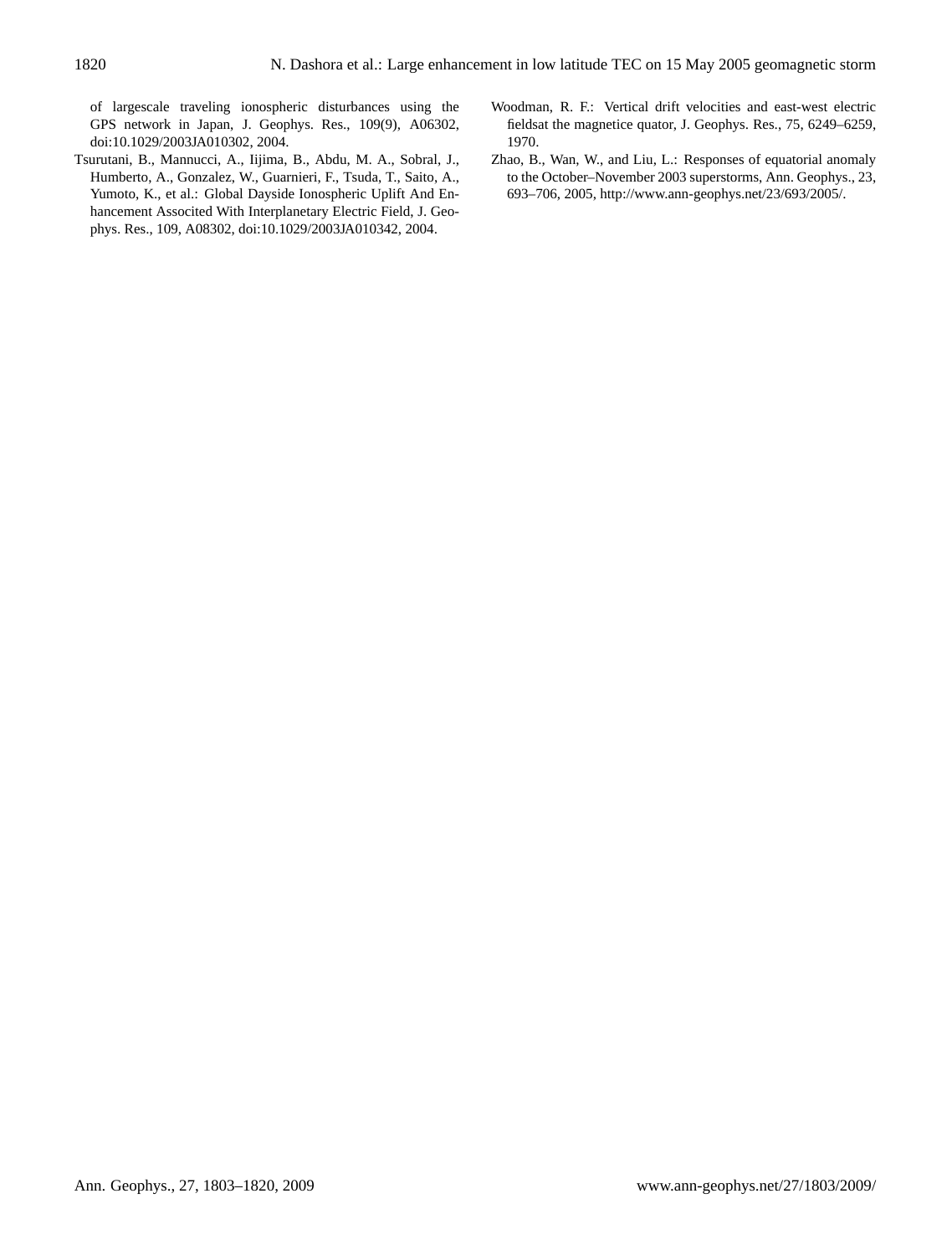of largescale traveling ionospheric disturbances using the GPS network in Japan, J. Geophys. Res., 109(9), A06302, doi:10.1029/2003JA010302, 2004.

Tsurutani, B., Mannucci, A., Iijima, B., Abdu, M. A., Sobral, J., Humberto, A., Gonzalez, W., Guarnieri, F., Tsuda, T., Saito, A., Yumoto, K., et al.: Global Dayside Ionospheric Uplift And Enhancement Associted With Interplanetary Electric Field, J. Geophys. Res., 109, A08302, doi:10.1029/2003JA010342, 2004.

Woodman, R. F.: Vertical drift velocities and east-west electric fieldsat the magnetice quator, J. Geophys. Res., 75, 6249–6259, 1970.

Zhao, B., Wan, W., and Liu, L.: Responses of equatorial anomaly to the October–November 2003 superstorms, Ann. Geophys., 23, 693–706, 2005, http://www.ann-geophys.net/23/693/2005/.